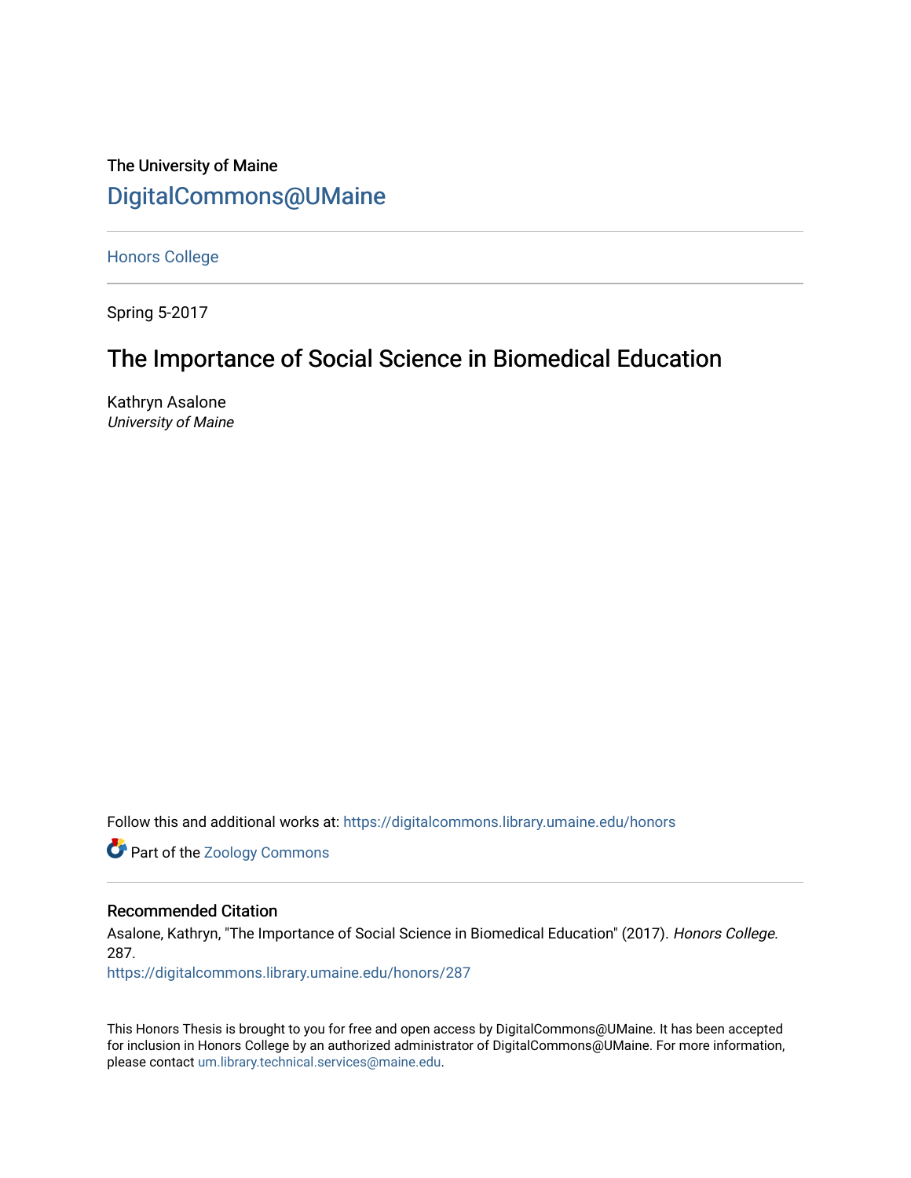The University of Maine

[DigitalCommons@UMaine](https://digitalcommons.library.umaine.edu/)

---

[Honors College](https://digitalcommons.library.umaine.edu/honors)

---

Spring 5-2017

# The Importance of Social Science in Biomedical Education

Kathryn Asalone
*University of Maine*

Follow this and additional works at: https://digitalcommons.library.umaine.edu/honors

Part of the Zoology Commons

---

## Recommended Citation

Asalone, Kathryn, "The Importance of Social Science in Biomedical Education" (2017). *Honors College*. 287.
https://digitalcommons.library.umaine.edu/honors/287

---

This Honors Thesis is brought to you for free and open access by DigitalCommons@UMaine. It has been accepted for inclusion in Honors College by an authorized administrator of DigitalCommons@UMaine. For more information, please contact um.library.technical.services@maine.edu.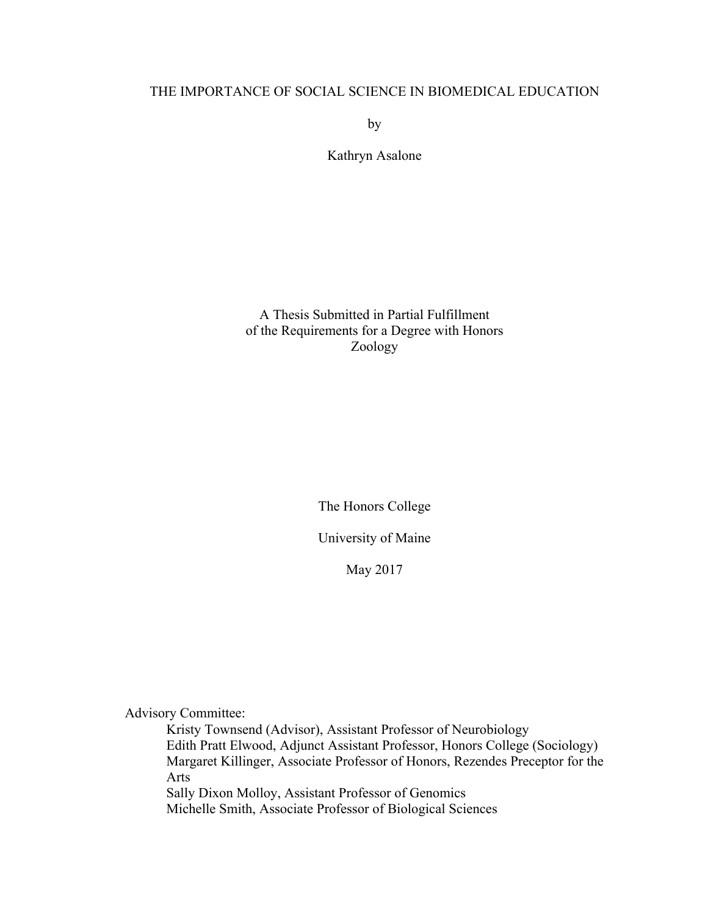# THE IMPORTANCE OF SOCIAL SCIENCE IN BIOMEDICAL EDUCATION

by

Kathryn Asalone

A Thesis Submitted in Partial Fulfillment
of the Requirements for a Degree with Honors
Zoology

The Honors College

University of Maine

May 2017

Advisory Committee:

Kristy Townsend (Advisor), Assistant Professor of Neurobiology
Edith Pratt Elwood, Adjunct Assistant Professor, Honors College (Sociology)
Margaret Killinger, Associate Professor of Honors, Rezendes Preceptor for the Arts
Sally Dixon Molloy, Assistant Professor of Genomics
Michelle Smith, Associate Professor of Biological Sciences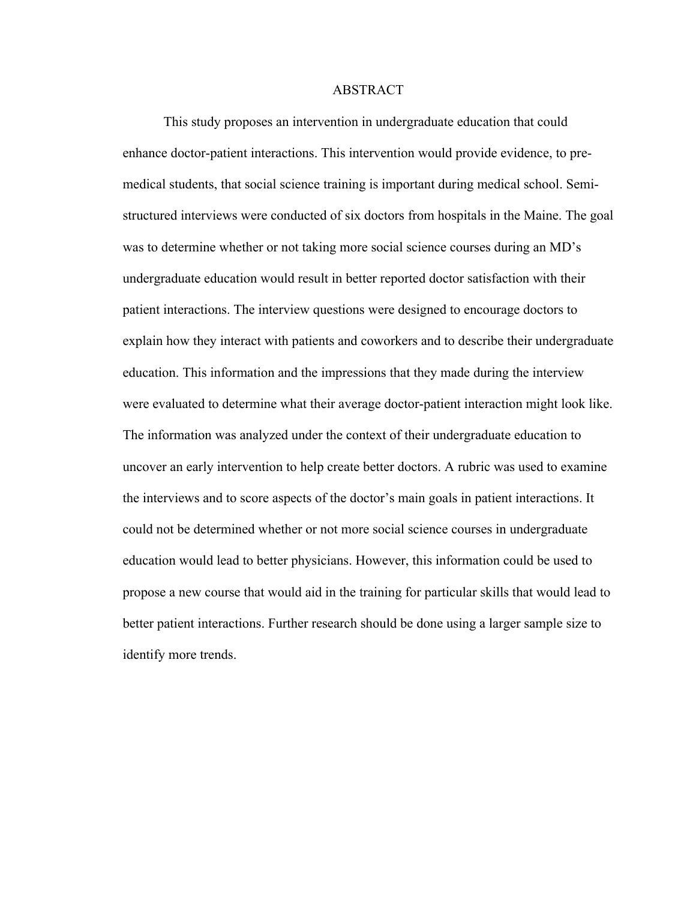# ABSTRACT

This study proposes an intervention in undergraduate education that could enhance doctor-patient interactions. This intervention would provide evidence, to pre-medical students, that social science training is important during medical school. Semi-structured interviews were conducted of six doctors from hospitals in the Maine. The goal was to determine whether or not taking more social science courses during an MD's undergraduate education would result in better reported doctor satisfaction with their patient interactions. The interview questions were designed to encourage doctors to explain how they interact with patients and coworkers and to describe their undergraduate education. This information and the impressions that they made during the interview were evaluated to determine what their average doctor-patient interaction might look like. The information was analyzed under the context of their undergraduate education to uncover an early intervention to help create better doctors. A rubric was used to examine the interviews and to score aspects of the doctor's main goals in patient interactions. It could not be determined whether or not more social science courses in undergraduate education would lead to better physicians. However, this information could be used to propose a new course that would aid in the training for particular skills that would lead to better patient interactions. Further research should be done using a larger sample size to identify more trends.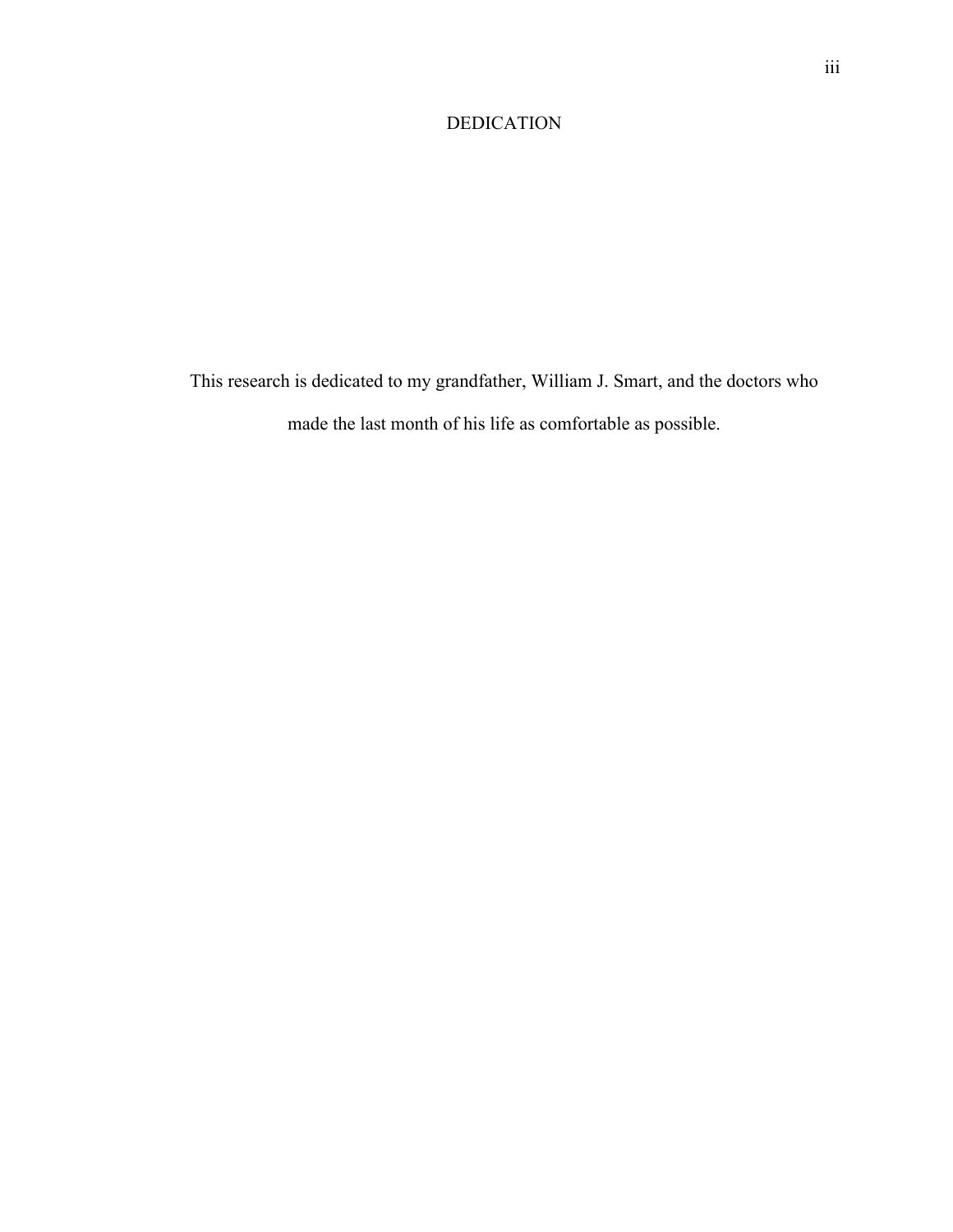# DEDICATION

This research is dedicated to my grandfather, William J. Smart, and the doctors who made the last month of his life as comfortable as possible.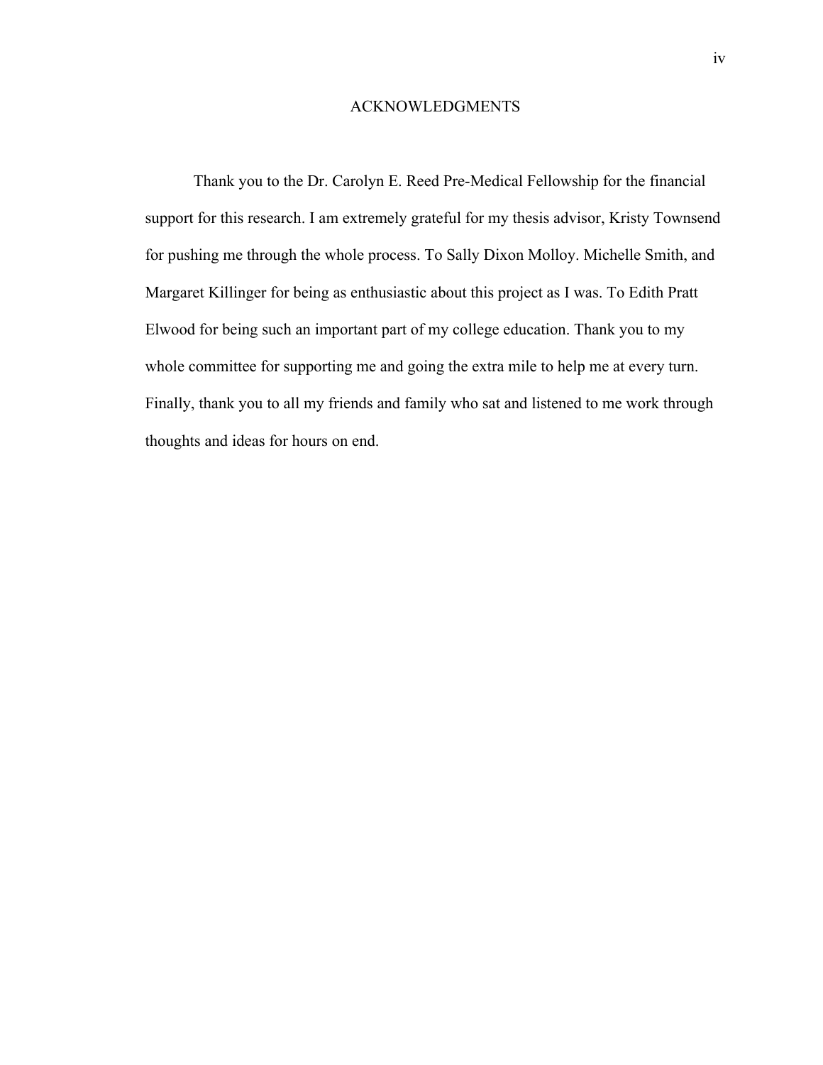# ACKNOWLEDGMENTS

Thank you to the Dr. Carolyn E. Reed Pre-Medical Fellowship for the financial support for this research. I am extremely grateful for my thesis advisor, Kristy Townsend for pushing me through the whole process. To Sally Dixon Molloy. Michelle Smith, and Margaret Killinger for being as enthusiastic about this project as I was. To Edith Pratt Elwood for being such an important part of my college education. Thank you to my whole committee for supporting me and going the extra mile to help me at every turn. Finally, thank you to all my friends and family who sat and listened to me work through thoughts and ideas for hours on end.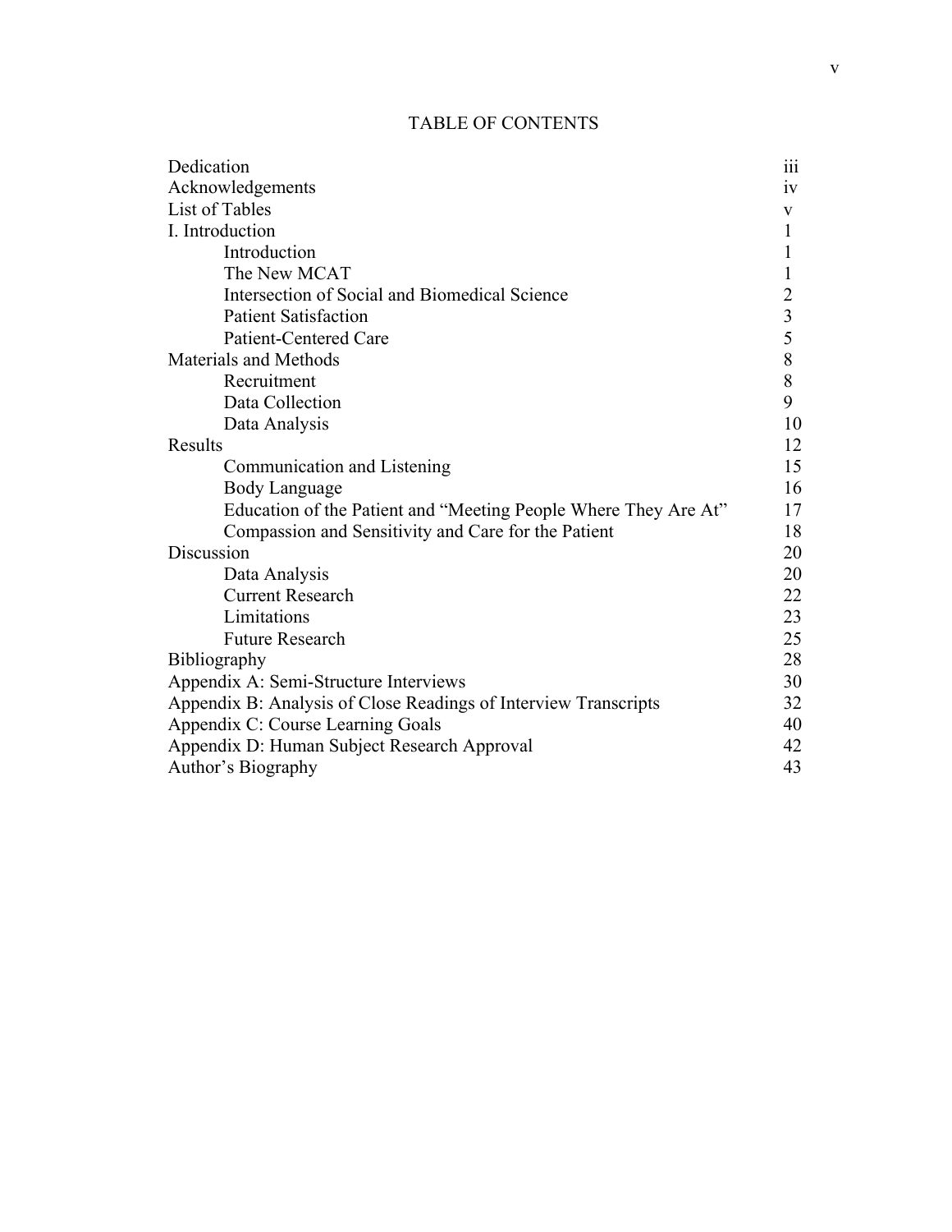# TABLE OF CONTENTS

| | |
|---|---|
| Dedication | iii |
| Acknowledgements | iv |
| List of Tables | v |
| I. Introduction | 1 |
| Introduction | 1 |
| The New MCAT | 1 |
| Intersection of Social and Biomedical Science | 2 |
| Patient Satisfaction | 3 |
| Patient-Centered Care | 5 |
| Materials and Methods | 8 |
| Recruitment | 8 |
| Data Collection | 9 |
| Data Analysis | 10 |
| Results | 12 |
| Communication and Listening | 15 |
| Body Language | 16 |
| Education of the Patient and "Meeting People Where They Are At" | 17 |
| Compassion and Sensitivity and Care for the Patient | 18 |
| Discussion | 20 |
| Data Analysis | 20 |
| Current Research | 22 |
| Limitations | 23 |
| Future Research | 25 |
| Bibliography | 28 |
| Appendix A: Semi-Structure Interviews | 30 |
| Appendix B: Analysis of Close Readings of Interview Transcripts | 32 |
| Appendix C: Course Learning Goals | 40 |
| Appendix D: Human Subject Research Approval | 42 |
| Author's Biography | 43 |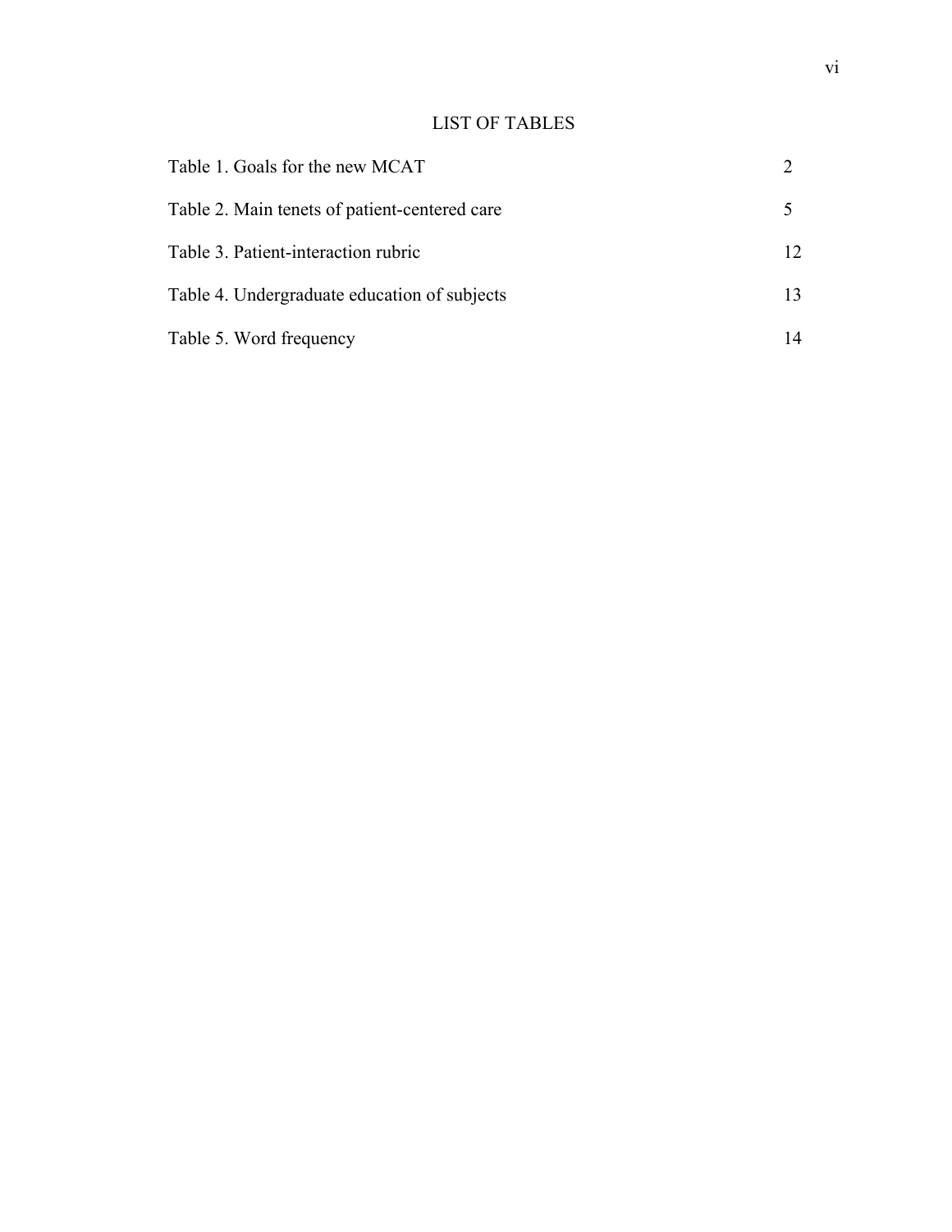# LIST OF TABLES

| | |
|---|---|
| Table 1. Goals for the new MCAT | 2 |
| Table 2. Main tenets of patient-centered care | 5 |
| Table 3. Patient-interaction rubric | 12 |
| Table 4. Undergraduate education of subjects | 13 |
| Table 5. Word frequency | 14 |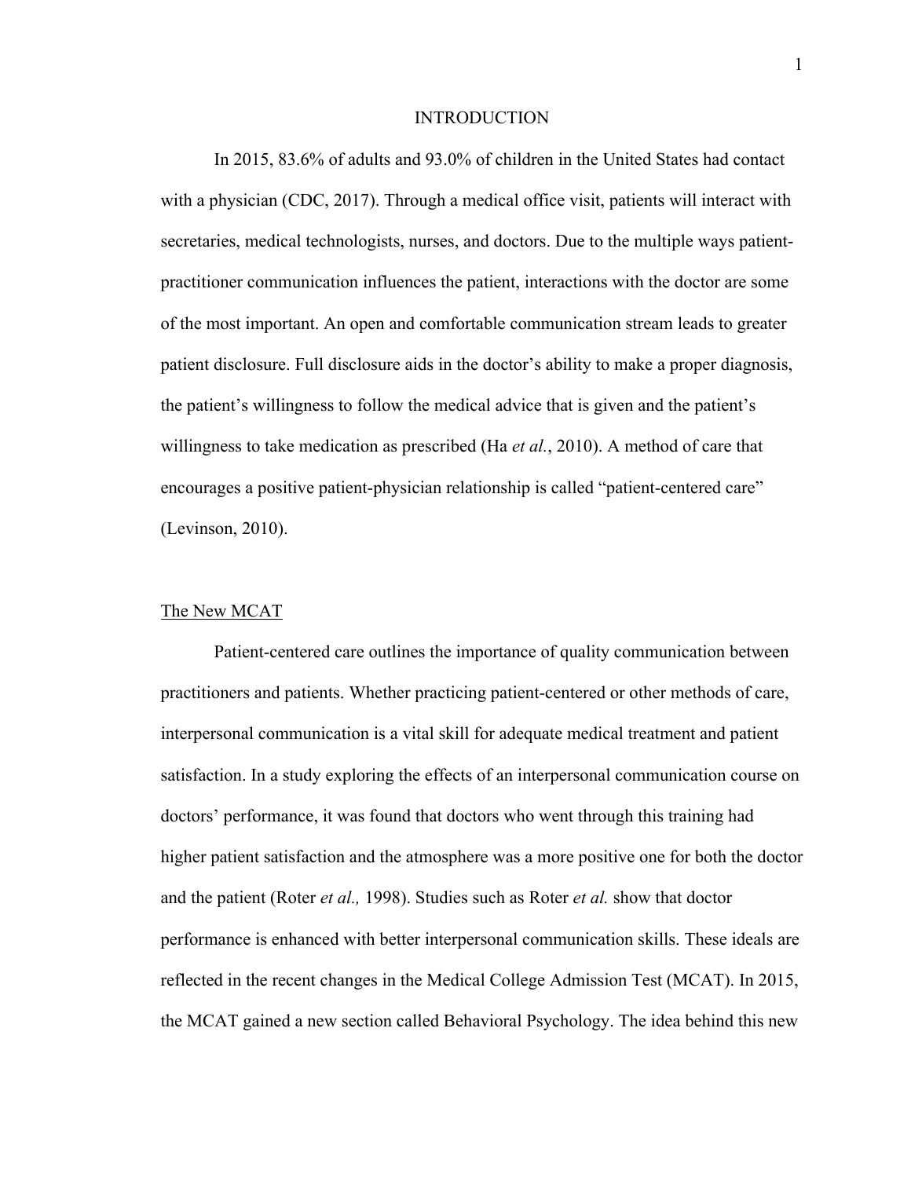# INTRODUCTION

In 2015, 83.6% of adults and 93.0% of children in the United States had contact with a physician (CDC, 2017). Through a medical office visit, patients will interact with secretaries, medical technologists, nurses, and doctors. Due to the multiple ways patient-practitioner communication influences the patient, interactions with the doctor are some of the most important. An open and comfortable communication stream leads to greater patient disclosure. Full disclosure aids in the doctor's ability to make a proper diagnosis, the patient's willingness to follow the medical advice that is given and the patient's willingness to take medication as prescribed (Ha *et al.*, 2010). A method of care that encourages a positive patient-physician relationship is called "patient-centered care" (Levinson, 2010).

## The New MCAT

Patient-centered care outlines the importance of quality communication between practitioners and patients. Whether practicing patient-centered or other methods of care, interpersonal communication is a vital skill for adequate medical treatment and patient satisfaction. In a study exploring the effects of an interpersonal communication course on doctors' performance, it was found that doctors who went through this training had higher patient satisfaction and the atmosphere was a more positive one for both the doctor and the patient (Roter *et al.,* 1998). Studies such as Roter *et al.* show that doctor performance is enhanced with better interpersonal communication skills. These ideals are reflected in the recent changes in the Medical College Admission Test (MCAT). In 2015, the MCAT gained a new section called Behavioral Psychology. The idea behind this new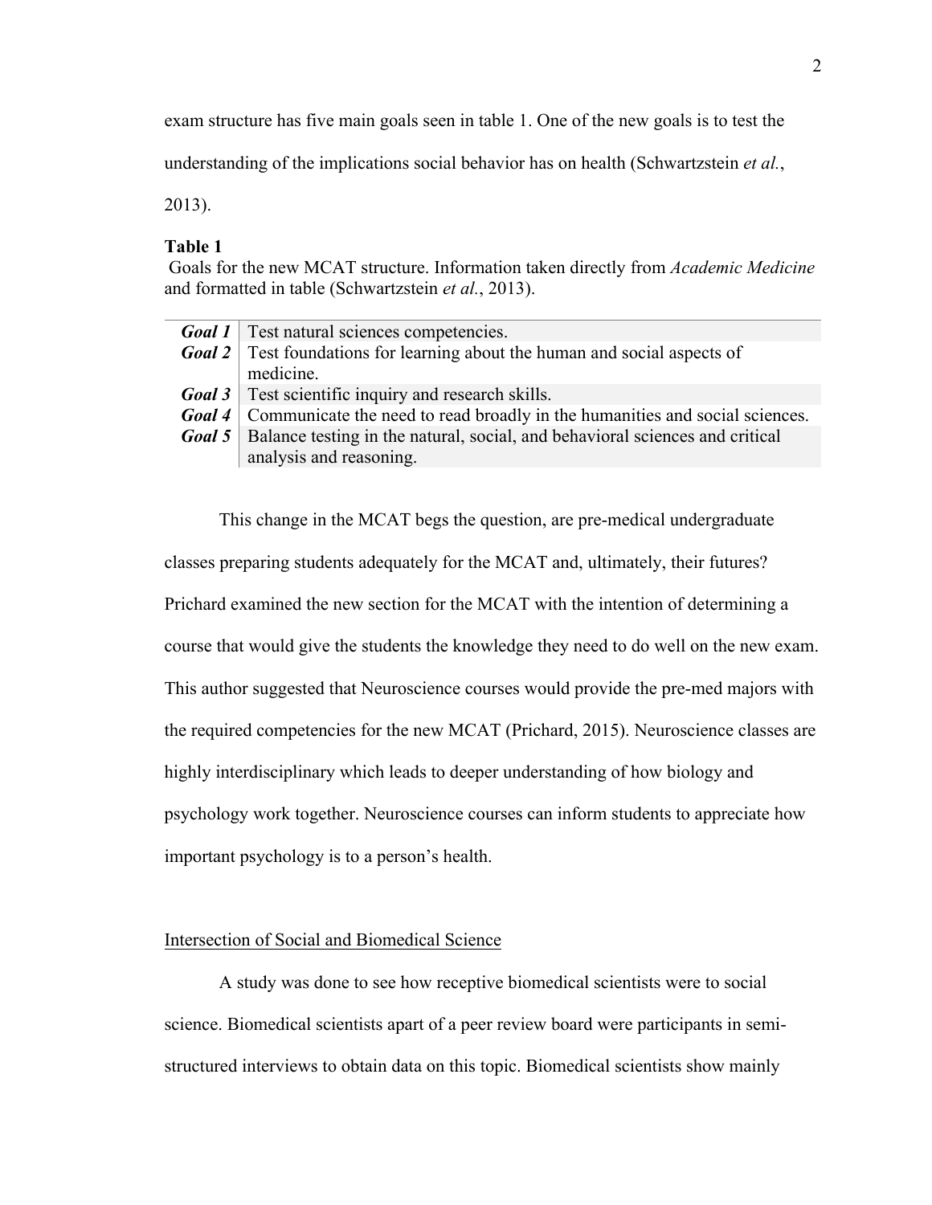exam structure has five main goals seen in table 1. One of the new goals is to test the understanding of the implications social behavior has on health (Schwartzstein *et al.*, 2013).

**Table 1**

Goals for the new MCAT structure. Information taken directly from *Academic Medicine* and formatted in table (Schwartzstein *et al.*, 2013).

| | |
|---|---|
| ***Goal 1*** | Test natural sciences competencies. |
| ***Goal 2*** | Test foundations for learning about the human and social aspects of medicine. |
| ***Goal 3*** | Test scientific inquiry and research skills. |
| ***Goal 4*** | Communicate the need to read broadly in the humanities and social sciences. |
| ***Goal 5*** | Balance testing in the natural, social, and behavioral sciences and critical analysis and reasoning. |

This change in the MCAT begs the question, are pre-medical undergraduate classes preparing students adequately for the MCAT and, ultimately, their futures? Prichard examined the new section for the MCAT with the intention of determining a course that would give the students the knowledge they need to do well on the new exam. This author suggested that Neuroscience courses would provide the pre-med majors with the required competencies for the new MCAT (Prichard, 2015). Neuroscience classes are highly interdisciplinary which leads to deeper understanding of how biology and psychology work together. Neuroscience courses can inform students to appreciate how important psychology is to a person's health.

Intersection of Social and Biomedical Science

A study was done to see how receptive biomedical scientists were to social science. Biomedical scientists apart of a peer review board were participants in semi-structured interviews to obtain data on this topic. Biomedical scientists show mainly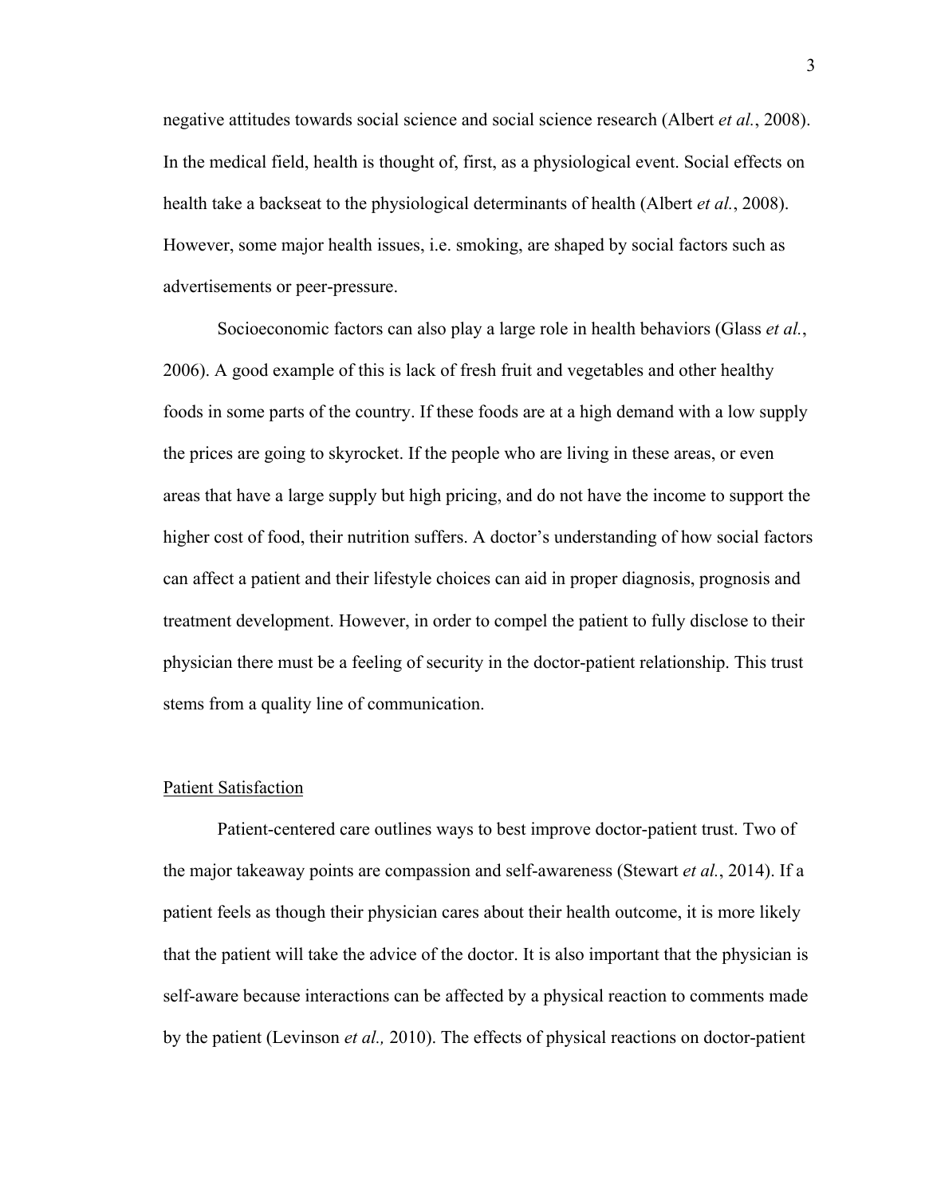negative attitudes towards social science and social science research (Albert *et al.*, 2008). In the medical field, health is thought of, first, as a physiological event. Social effects on health take a backseat to the physiological determinants of health (Albert *et al.*, 2008). However, some major health issues, i.e. smoking, are shaped by social factors such as advertisements or peer-pressure.

Socioeconomic factors can also play a large role in health behaviors (Glass *et al.*, 2006). A good example of this is lack of fresh fruit and vegetables and other healthy foods in some parts of the country. If these foods are at a high demand with a low supply the prices are going to skyrocket. If the people who are living in these areas, or even areas that have a large supply but high pricing, and do not have the income to support the higher cost of food, their nutrition suffers. A doctor's understanding of how social factors can affect a patient and their lifestyle choices can aid in proper diagnosis, prognosis and treatment development. However, in order to compel the patient to fully disclose to their physician there must be a feeling of security in the doctor-patient relationship. This trust stems from a quality line of communication.

## Patient Satisfaction

Patient-centered care outlines ways to best improve doctor-patient trust. Two of the major takeaway points are compassion and self-awareness (Stewart *et al.*, 2014). If a patient feels as though their physician cares about their health outcome, it is more likely that the patient will take the advice of the doctor. It is also important that the physician is self-aware because interactions can be affected by a physical reaction to comments made by the patient (Levinson *et al.,* 2010). The effects of physical reactions on doctor-patient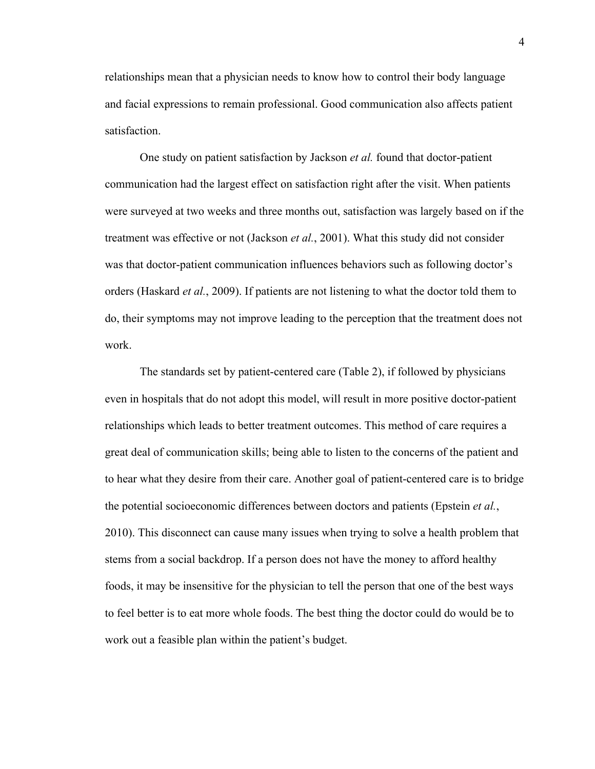relationships mean that a physician needs to know how to control their body language and facial expressions to remain professional. Good communication also affects patient satisfaction.

One study on patient satisfaction by Jackson *et al.* found that doctor-patient communication had the largest effect on satisfaction right after the visit. When patients were surveyed at two weeks and three months out, satisfaction was largely based on if the treatment was effective or not (Jackson *et al.*, 2001). What this study did not consider was that doctor-patient communication influences behaviors such as following doctor's orders (Haskard *et al.*, 2009). If patients are not listening to what the doctor told them to do, their symptoms may not improve leading to the perception that the treatment does not work.

The standards set by patient-centered care (Table 2), if followed by physicians even in hospitals that do not adopt this model, will result in more positive doctor-patient relationships which leads to better treatment outcomes. This method of care requires a great deal of communication skills; being able to listen to the concerns of the patient and to hear what they desire from their care. Another goal of patient-centered care is to bridge the potential socioeconomic differences between doctors and patients (Epstein *et al.*, 2010). This disconnect can cause many issues when trying to solve a health problem that stems from a social backdrop. If a person does not have the money to afford healthy foods, it may be insensitive for the physician to tell the person that one of the best ways to feel better is to eat more whole foods. The best thing the doctor could do would be to work out a feasible plan within the patient's budget.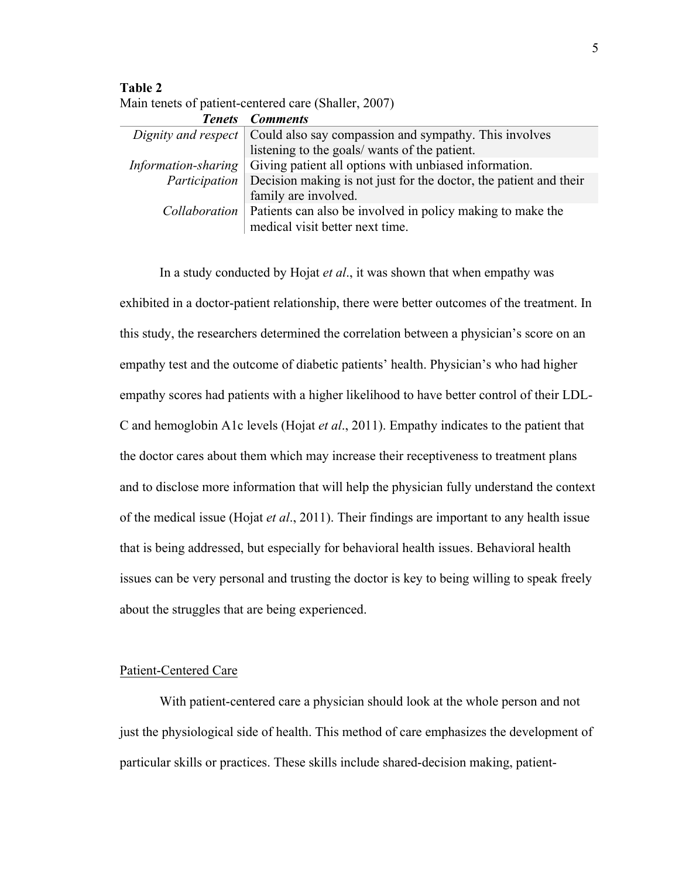**Table 2**
Main tenets of patient-centered care (Shaller, 2007)

| ***Tenets*** | ***Comments*** |
|---|---|
| *Dignity and respect* | Could also say compassion and sympathy. This involves listening to the goals/ wants of the patient. |
| *Information-sharing* | Giving patient all options with unbiased information. |
| *Participation* | Decision making is not just for the doctor, the patient and their family are involved. |
| *Collaboration* | Patients can also be involved in policy making to make the medical visit better next time. |

In a study conducted by Hojat *et al*., it was shown that when empathy was exhibited in a doctor-patient relationship, there were better outcomes of the treatment. In this study, the researchers determined the correlation between a physician's score on an empathy test and the outcome of diabetic patients' health. Physician's who had higher empathy scores had patients with a higher likelihood to have better control of their LDL-C and hemoglobin A1c levels (Hojat *et al*., 2011). Empathy indicates to the patient that the doctor cares about them which may increase their receptiveness to treatment plans and to disclose more information that will help the physician fully understand the context of the medical issue (Hojat *et al*., 2011). Their findings are important to any health issue that is being addressed, but especially for behavioral health issues. Behavioral health issues can be very personal and trusting the doctor is key to being willing to speak freely about the struggles that are being experienced.

## Patient-Centered Care

With patient-centered care a physician should look at the whole person and not just the physiological side of health. This method of care emphasizes the development of particular skills or practices. These skills include shared-decision making, patient-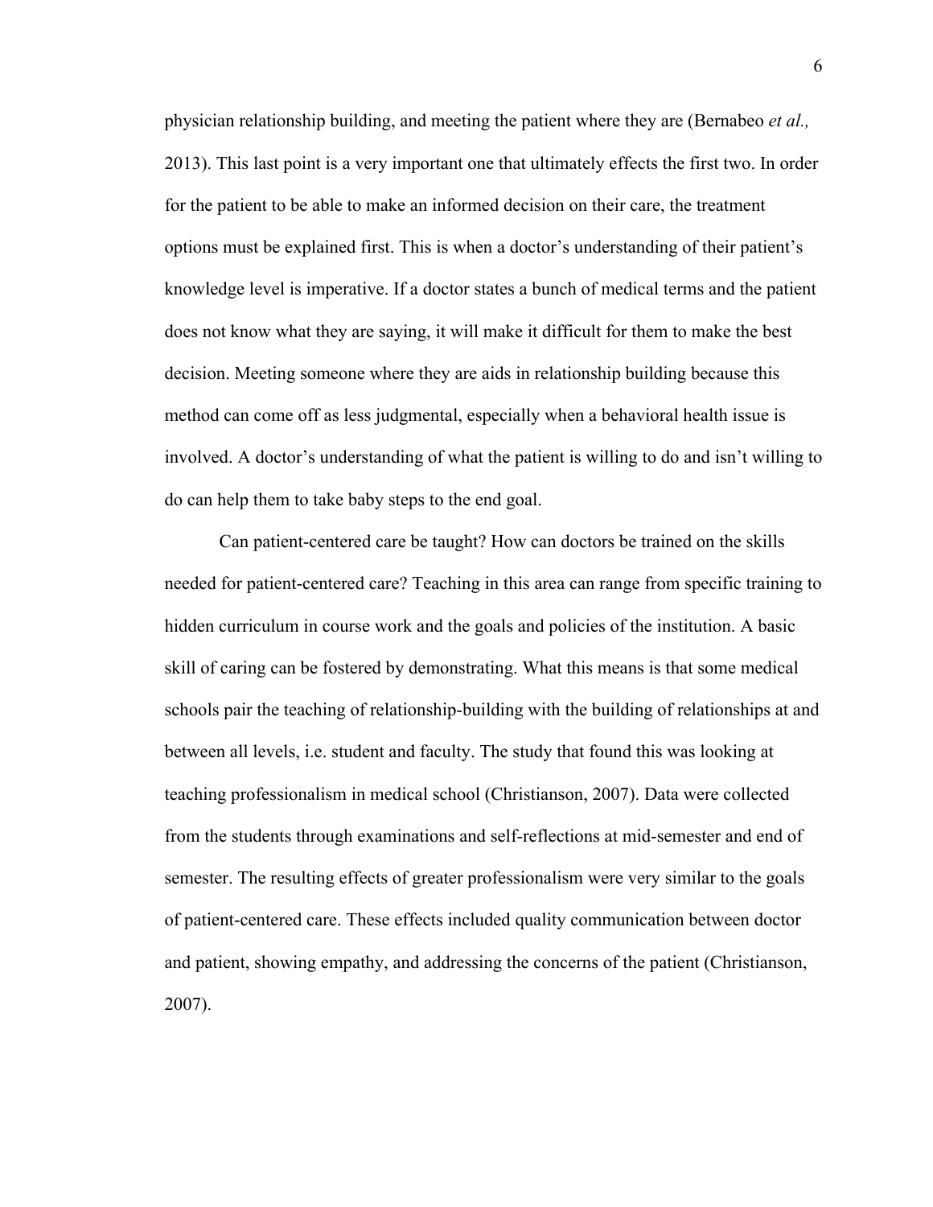physician relationship building, and meeting the patient where they are (Bernabeo *et al.,* 2013). This last point is a very important one that ultimately effects the first two. In order for the patient to be able to make an informed decision on their care, the treatment options must be explained first. This is when a doctor's understanding of their patient's knowledge level is imperative. If a doctor states a bunch of medical terms and the patient does not know what they are saying, it will make it difficult for them to make the best decision. Meeting someone where they are aids in relationship building because this method can come off as less judgmental, especially when a behavioral health issue is involved. A doctor's understanding of what the patient is willing to do and isn't willing to do can help them to take baby steps to the end goal.

Can patient-centered care be taught? How can doctors be trained on the skills needed for patient-centered care? Teaching in this area can range from specific training to hidden curriculum in course work and the goals and policies of the institution. A basic skill of caring can be fostered by demonstrating. What this means is that some medical schools pair the teaching of relationship-building with the building of relationships at and between all levels, i.e. student and faculty. The study that found this was looking at teaching professionalism in medical school (Christianson, 2007). Data were collected from the students through examinations and self-reflections at mid-semester and end of semester. The resulting effects of greater professionalism were very similar to the goals of patient-centered care. These effects included quality communication between doctor and patient, showing empathy, and addressing the concerns of the patient (Christianson, 2007).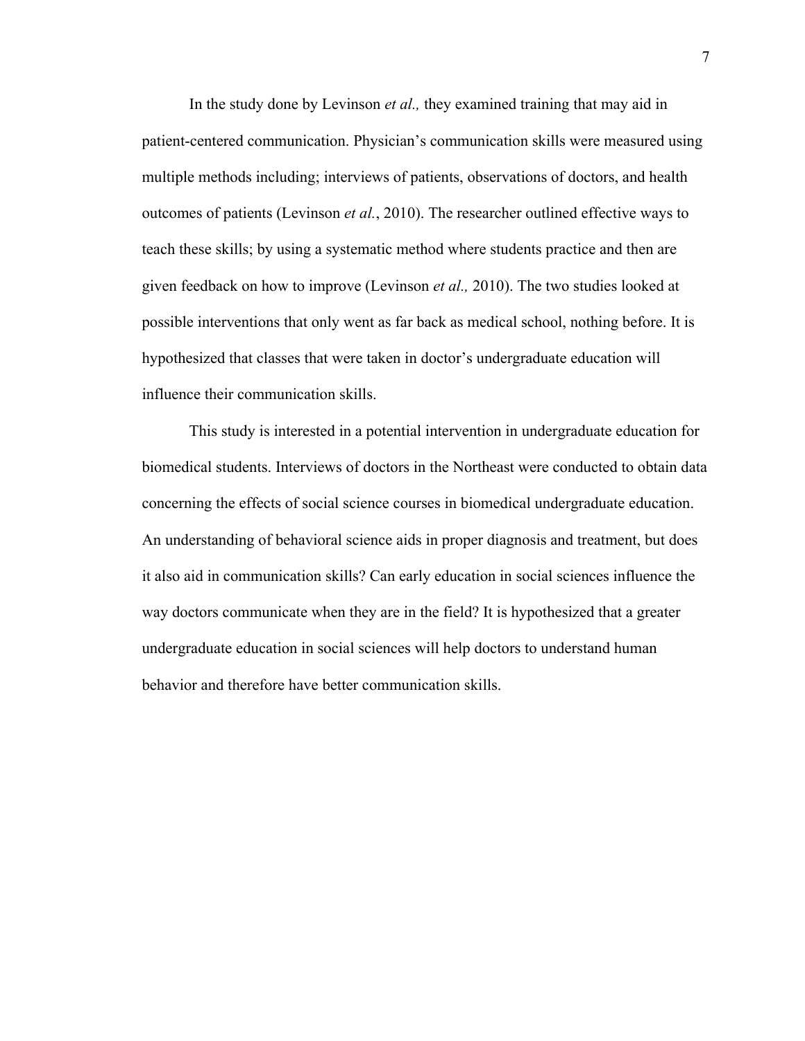In the study done by Levinson *et al.,* they examined training that may aid in patient-centered communication. Physician's communication skills were measured using multiple methods including; interviews of patients, observations of doctors, and health outcomes of patients (Levinson *et al.*, 2010). The researcher outlined effective ways to teach these skills; by using a systematic method where students practice and then are given feedback on how to improve (Levinson *et al.,* 2010). The two studies looked at possible interventions that only went as far back as medical school, nothing before. It is hypothesized that classes that were taken in doctor's undergraduate education will influence their communication skills.

This study is interested in a potential intervention in undergraduate education for biomedical students. Interviews of doctors in the Northeast were conducted to obtain data concerning the effects of social science courses in biomedical undergraduate education. An understanding of behavioral science aids in proper diagnosis and treatment, but does it also aid in communication skills? Can early education in social sciences influence the way doctors communicate when they are in the field? It is hypothesized that a greater undergraduate education in social sciences will help doctors to understand human behavior and therefore have better communication skills.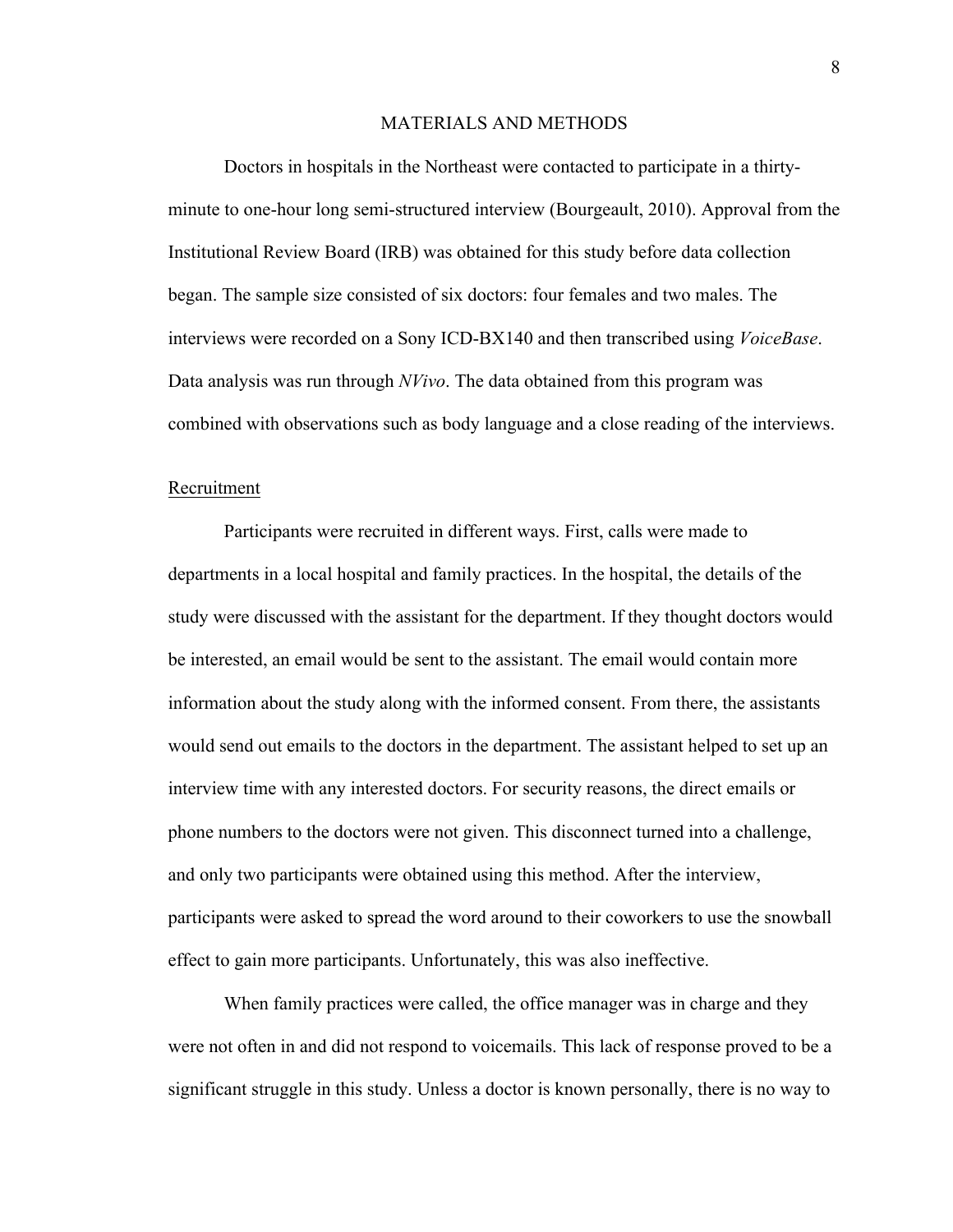# MATERIALS AND METHODS

Doctors in hospitals in the Northeast were contacted to participate in a thirty-minute to one-hour long semi-structured interview (Bourgeault, 2010). Approval from the Institutional Review Board (IRB) was obtained for this study before data collection began. The sample size consisted of six doctors: four females and two males. The interviews were recorded on a Sony ICD-BX140 and then transcribed using *VoiceBase*. Data analysis was run through *NVivo*. The data obtained from this program was combined with observations such as body language and a close reading of the interviews.

## Recruitment

Participants were recruited in different ways. First, calls were made to departments in a local hospital and family practices. In the hospital, the details of the study were discussed with the assistant for the department. If they thought doctors would be interested, an email would be sent to the assistant. The email would contain more information about the study along with the informed consent. From there, the assistants would send out emails to the doctors in the department. The assistant helped to set up an interview time with any interested doctors. For security reasons, the direct emails or phone numbers to the doctors were not given. This disconnect turned into a challenge, and only two participants were obtained using this method. After the interview, participants were asked to spread the word around to their coworkers to use the snowball effect to gain more participants. Unfortunately, this was also ineffective.

When family practices were called, the office manager was in charge and they were not often in and did not respond to voicemails. This lack of response proved to be a significant struggle in this study. Unless a doctor is known personally, there is no way to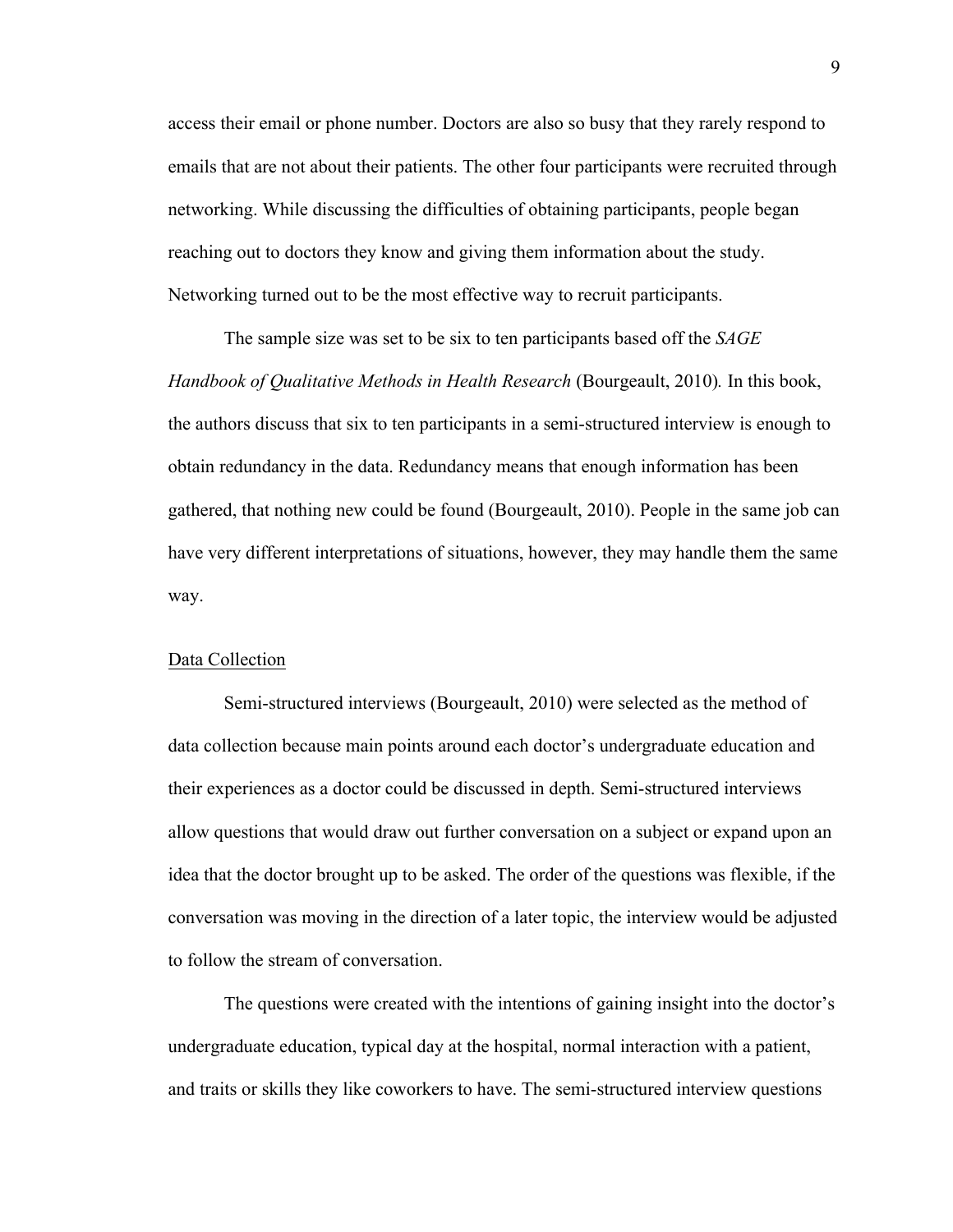access their email or phone number. Doctors are also so busy that they rarely respond to emails that are not about their patients. The other four participants were recruited through networking. While discussing the difficulties of obtaining participants, people began reaching out to doctors they know and giving them information about the study. Networking turned out to be the most effective way to recruit participants.

The sample size was set to be six to ten participants based off the *SAGE Handbook of Qualitative Methods in Health Research* (Bourgeault, 2010). In this book, the authors discuss that six to ten participants in a semi-structured interview is enough to obtain redundancy in the data. Redundancy means that enough information has been gathered, that nothing new could be found (Bourgeault, 2010). People in the same job can have very different interpretations of situations, however, they may handle them the same way.

## Data Collection

Semi-structured interviews (Bourgeault, 2010) were selected as the method of data collection because main points around each doctor's undergraduate education and their experiences as a doctor could be discussed in depth. Semi-structured interviews allow questions that would draw out further conversation on a subject or expand upon an idea that the doctor brought up to be asked. The order of the questions was flexible, if the conversation was moving in the direction of a later topic, the interview would be adjusted to follow the stream of conversation.

The questions were created with the intentions of gaining insight into the doctor's undergraduate education, typical day at the hospital, normal interaction with a patient, and traits or skills they like coworkers to have. The semi-structured interview questions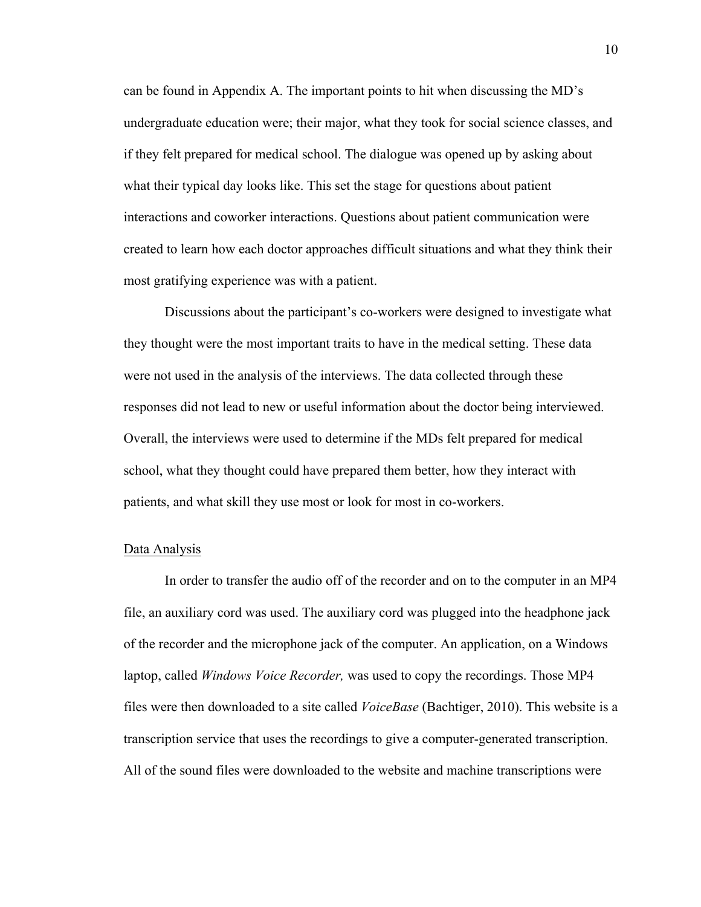can be found in Appendix A. The important points to hit when discussing the MD's undergraduate education were; their major, what they took for social science classes, and if they felt prepared for medical school. The dialogue was opened up by asking about what their typical day looks like. This set the stage for questions about patient interactions and coworker interactions. Questions about patient communication were created to learn how each doctor approaches difficult situations and what they think their most gratifying experience was with a patient.

Discussions about the participant's co-workers were designed to investigate what they thought were the most important traits to have in the medical setting. These data were not used in the analysis of the interviews. The data collected through these responses did not lead to new or useful information about the doctor being interviewed. Overall, the interviews were used to determine if the MDs felt prepared for medical school, what they thought could have prepared them better, how they interact with patients, and what skill they use most or look for most in co-workers.

### Data Analysis

In order to transfer the audio off of the recorder and on to the computer in an MP4 file, an auxiliary cord was used. The auxiliary cord was plugged into the headphone jack of the recorder and the microphone jack of the computer. An application, on a Windows laptop, called *Windows Voice Recorder,* was used to copy the recordings. Those MP4 files were then downloaded to a site called *VoiceBase* (Bachtiger, 2010). This website is a transcription service that uses the recordings to give a computer-generated transcription. All of the sound files were downloaded to the website and machine transcriptions were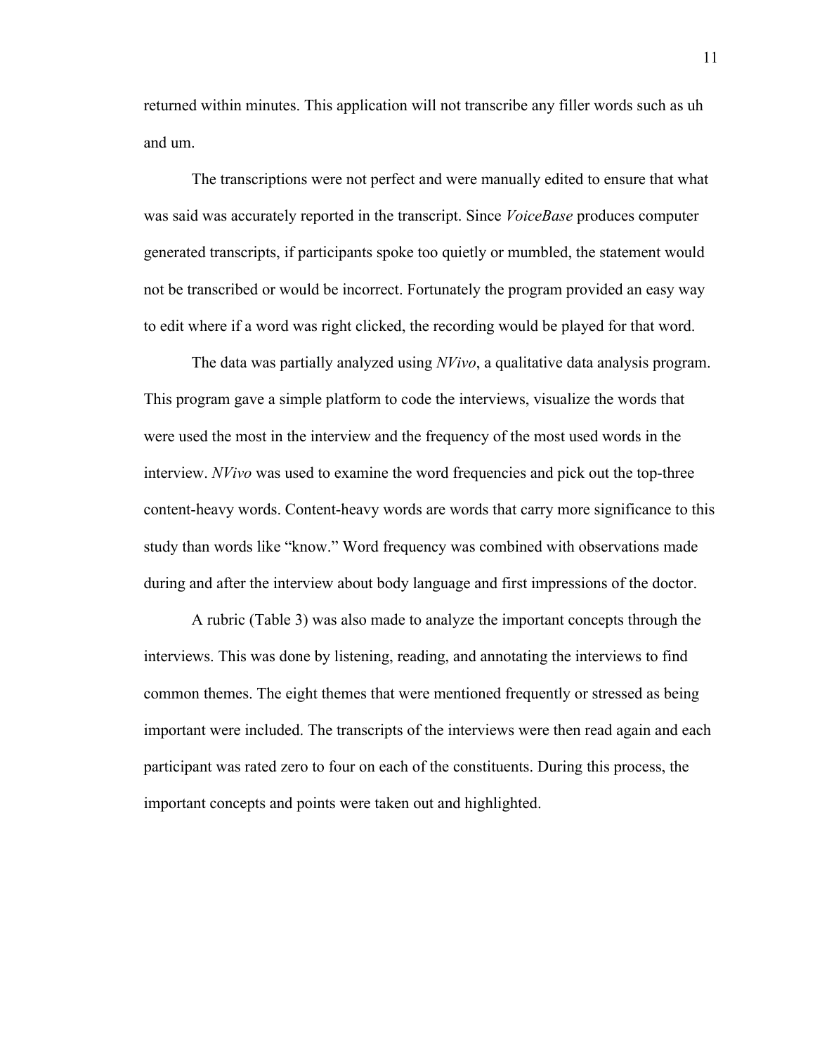returned within minutes. This application will not transcribe any filler words such as uh and um.

The transcriptions were not perfect and were manually edited to ensure that what was said was accurately reported in the transcript. Since *VoiceBase* produces computer generated transcripts, if participants spoke too quietly or mumbled, the statement would not be transcribed or would be incorrect. Fortunately the program provided an easy way to edit where if a word was right clicked, the recording would be played for that word.

The data was partially analyzed using *NVivo*, a qualitative data analysis program. This program gave a simple platform to code the interviews, visualize the words that were used the most in the interview and the frequency of the most used words in the interview. *NVivo* was used to examine the word frequencies and pick out the top-three content-heavy words. Content-heavy words are words that carry more significance to this study than words like "know." Word frequency was combined with observations made during and after the interview about body language and first impressions of the doctor.

A rubric (Table 3) was also made to analyze the important concepts through the interviews. This was done by listening, reading, and annotating the interviews to find common themes. The eight themes that were mentioned frequently or stressed as being important were included. The transcripts of the interviews were then read again and each participant was rated zero to four on each of the constituents. During this process, the important concepts and points were taken out and highlighted.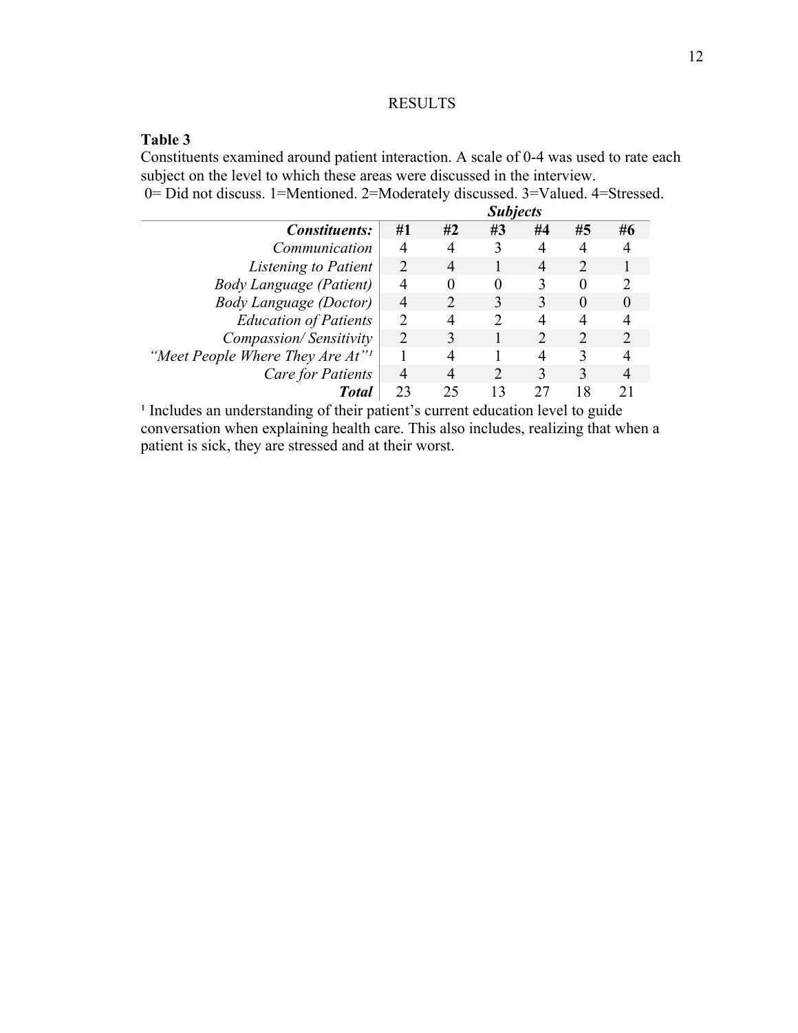# RESULTS

**Table 3**

Constituents examined around patient interaction. A scale of 0-4 was used to rate each subject on the level to which these areas were discussed in the interview.
0= Did not discuss. 1=Mentioned. 2=Moderately discussed. 3=Valued. 4=Stressed.

| | ***Subjects*** | | | | | |
|---|---|---|---|---|---|---|
| ***Constituents:*** | **#1** | **#2** | **#3** | **#4** | **#5** | **#6** |
| *Communication* | 4 | 4 | 3 | 4 | 4 | 4 |
| *Listening to Patient* | 2 | 4 | 1 | 4 | 2 | 1 |
| *Body Language (Patient)* | 4 | 0 | 0 | 3 | 0 | 2 |
| *Body Language (Doctor)* | 4 | 2 | 3 | 3 | 0 | 0 |
| *Education of Patients* | 2 | 4 | 2 | 4 | 4 | 4 |
| *Compassion/ Sensitivity* | 2 | 3 | 1 | 2 | 2 | 2 |
| *"Meet People Where They Are At"*[1] | 1 | 4 | 1 | 4 | 3 | 4 |
| *Care for Patients* | 4 | 4 | 2 | 3 | 3 | 4 |
| ***Total*** | 23 | 25 | 13 | 27 | 18 | 21 |

[1] Includes an understanding of their patient's current education level to guide conversation when explaining health care. This also includes, realizing that when a patient is sick, they are stressed and at their worst.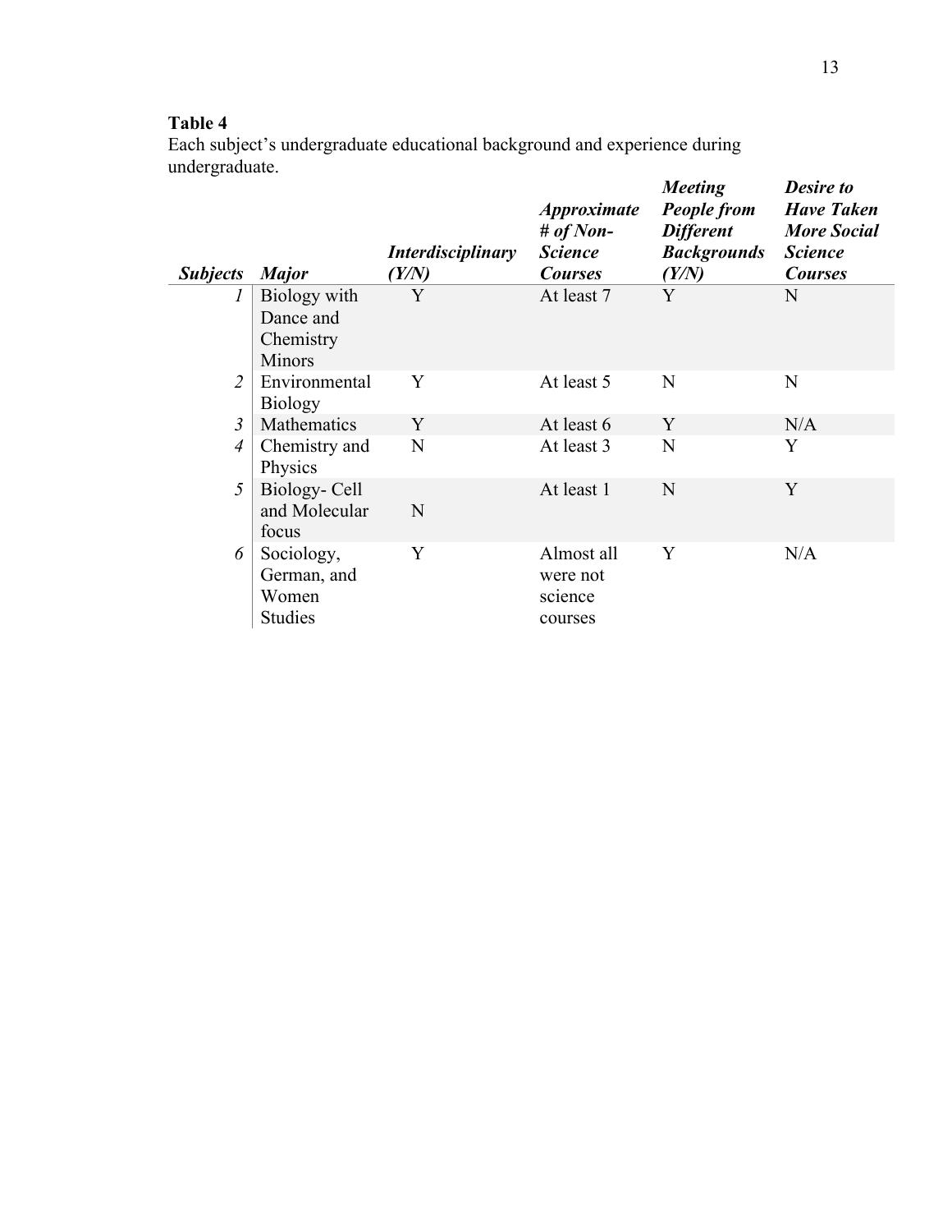**Table 4**

Each subject's undergraduate educational background and experience during undergraduate.

| *Subjects* | *Major* | *Interdisciplinary (Y/N)* | *Approximate # of Non-Science Courses* | *Meeting People from Different Backgrounds (Y/N)* | *Desire to Have Taken More Social Science Courses* |
|---|---|---|---|---|---|
| *1* | Biology with Dance and Chemistry Minors | Y | At least 7 | Y | N |
| *2* | Environmental Biology | Y | At least 5 | N | N |
| *3* | Mathematics | Y | At least 6 | Y | N/A |
| *4* | Chemistry and Physics | N | At least 3 | N | Y |
| *5* | Biology- Cell and Molecular focus | N | At least 1 | N | Y |
| *6* | Sociology, German, and Women Studies | Y | Almost all were not science courses | Y | N/A |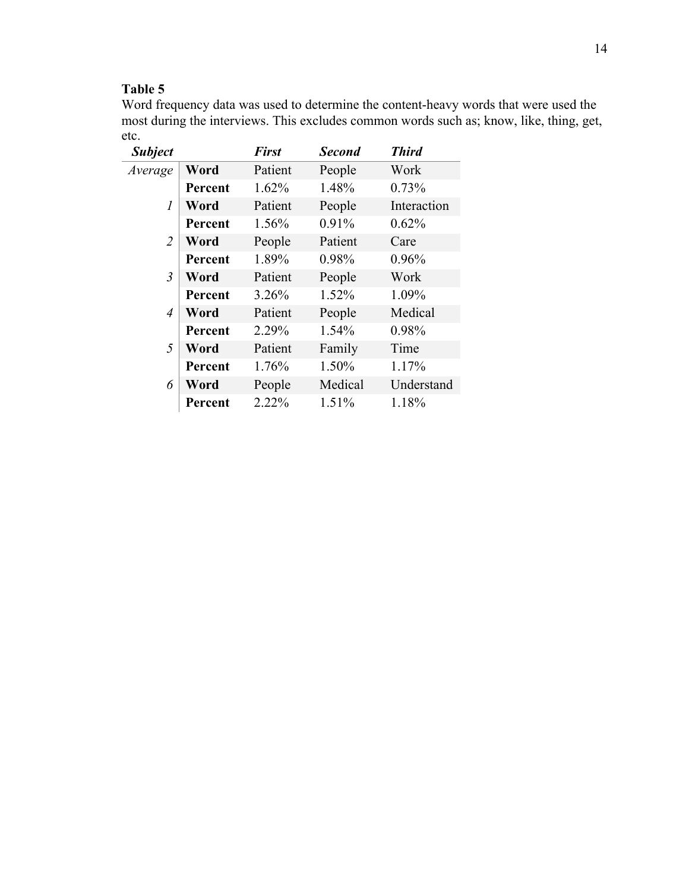**Table 5**

Word frequency data was used to determine the content-heavy words that were used the most during the interviews. This excludes common words such as; know, like, thing, get, etc.

| ***Subject*** | | ***First*** | ***Second*** | ***Third*** |
|---|---|---|---|---|
| *Average* | **Word** | Patient | People | Work |
| | **Percent** | 1.62% | 1.48% | 0.73% |
| *1* | **Word** | Patient | People | Interaction |
| | **Percent** | 1.56% | 0.91% | 0.62% |
| *2* | **Word** | People | Patient | Care |
| | **Percent** | 1.89% | 0.98% | 0.96% |
| *3* | **Word** | Patient | People | Work |
| | **Percent** | 3.26% | 1.52% | 1.09% |
| *4* | **Word** | Patient | People | Medical |
| | **Percent** | 2.29% | 1.54% | 0.98% |
| *5* | **Word** | Patient | Family | Time |
| | **Percent** | 1.76% | 1.50% | 1.17% |
| *6* | **Word** | People | Medical | Understand |
| | **Percent** | 2.22% | 1.51% | 1.18% |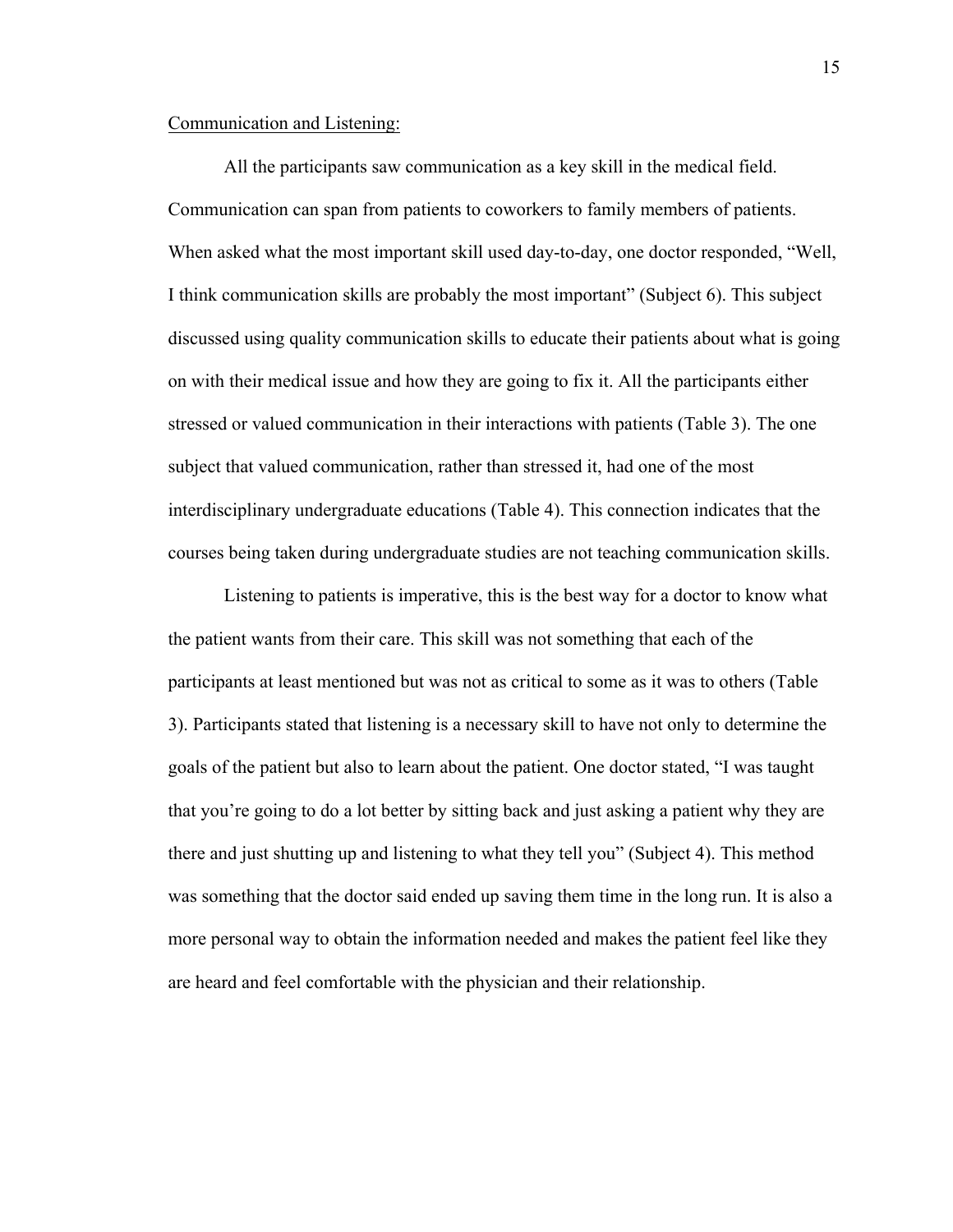Communication and Listening:

All the participants saw communication as a key skill in the medical field. Communication can span from patients to coworkers to family members of patients. When asked what the most important skill used day-to-day, one doctor responded, "Well, I think communication skills are probably the most important" (Subject 6). This subject discussed using quality communication skills to educate their patients about what is going on with their medical issue and how they are going to fix it. All the participants either stressed or valued communication in their interactions with patients (Table 3). The one subject that valued communication, rather than stressed it, had one of the most interdisciplinary undergraduate educations (Table 4). This connection indicates that the courses being taken during undergraduate studies are not teaching communication skills.

Listening to patients is imperative, this is the best way for a doctor to know what the patient wants from their care. This skill was not something that each of the participants at least mentioned but was not as critical to some as it was to others (Table 3). Participants stated that listening is a necessary skill to have not only to determine the goals of the patient but also to learn about the patient. One doctor stated, "I was taught that you're going to do a lot better by sitting back and just asking a patient why they are there and just shutting up and listening to what they tell you" (Subject 4). This method was something that the doctor said ended up saving them time in the long run. It is also a more personal way to obtain the information needed and makes the patient feel like they are heard and feel comfortable with the physician and their relationship.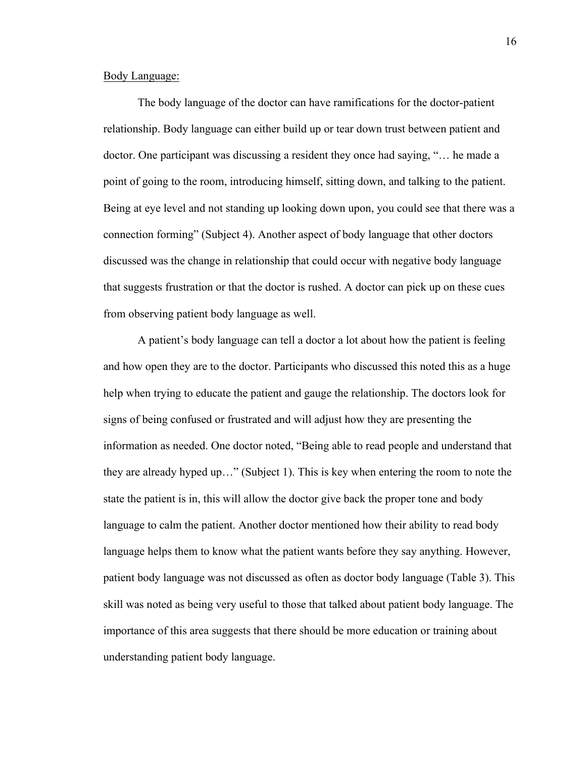Body Language:

The body language of the doctor can have ramifications for the doctor-patient relationship. Body language can either build up or tear down trust between patient and doctor. One participant was discussing a resident they once had saying, "… he made a point of going to the room, introducing himself, sitting down, and talking to the patient. Being at eye level and not standing up looking down upon, you could see that there was a connection forming" (Subject 4). Another aspect of body language that other doctors discussed was the change in relationship that could occur with negative body language that suggests frustration or that the doctor is rushed. A doctor can pick up on these cues from observing patient body language as well.

A patient's body language can tell a doctor a lot about how the patient is feeling and how open they are to the doctor. Participants who discussed this noted this as a huge help when trying to educate the patient and gauge the relationship. The doctors look for signs of being confused or frustrated and will adjust how they are presenting the information as needed. One doctor noted, "Being able to read people and understand that they are already hyped up…" (Subject 1). This is key when entering the room to note the state the patient is in, this will allow the doctor give back the proper tone and body language to calm the patient. Another doctor mentioned how their ability to read body language helps them to know what the patient wants before they say anything. However, patient body language was not discussed as often as doctor body language (Table 3). This skill was noted as being very useful to those that talked about patient body language. The importance of this area suggests that there should be more education or training about understanding patient body language.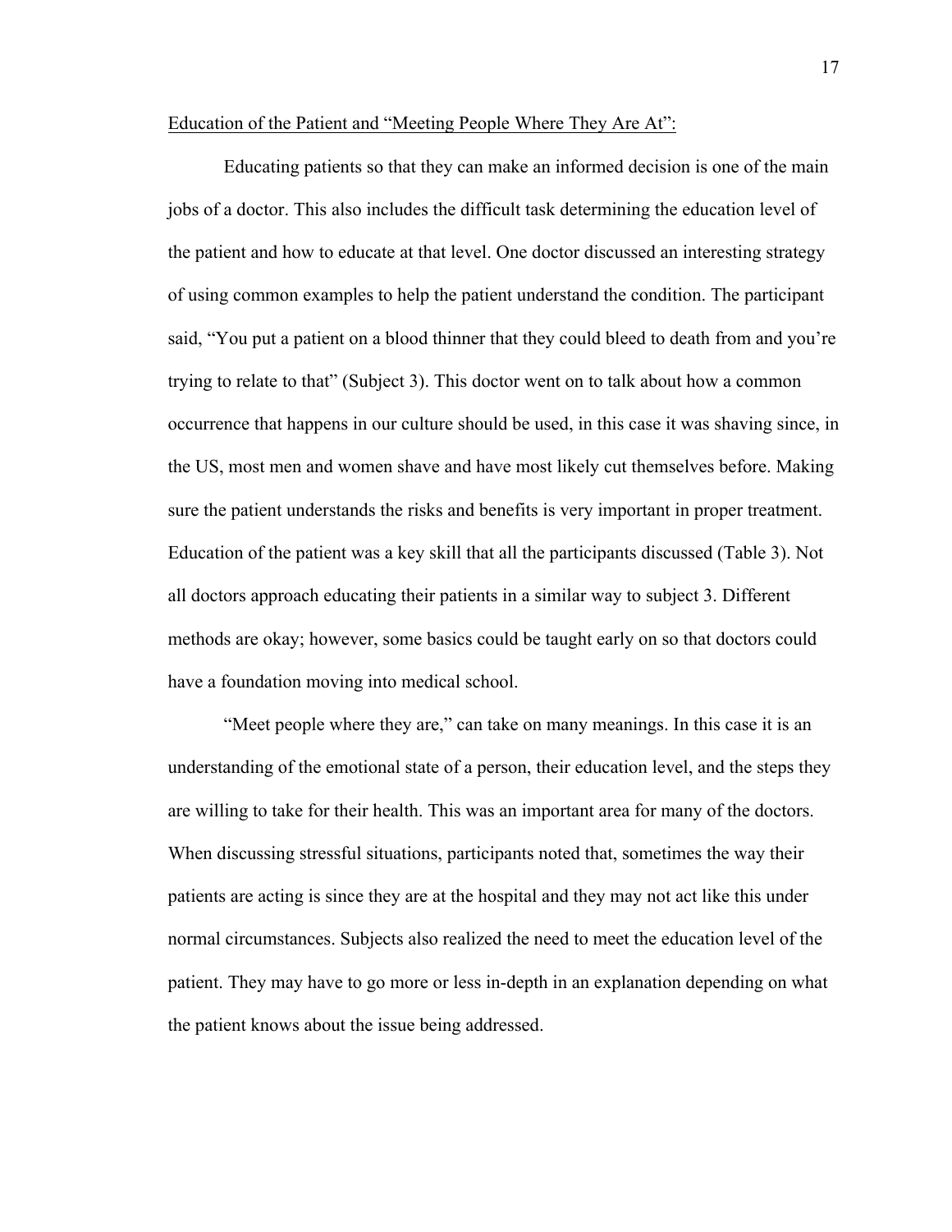Education of the Patient and "Meeting People Where They Are At":

Educating patients so that they can make an informed decision is one of the main jobs of a doctor. This also includes the difficult task determining the education level of the patient and how to educate at that level. One doctor discussed an interesting strategy of using common examples to help the patient understand the condition. The participant said, "You put a patient on a blood thinner that they could bleed to death from and you're trying to relate to that" (Subject 3). This doctor went on to talk about how a common occurrence that happens in our culture should be used, in this case it was shaving since, in the US, most men and women shave and have most likely cut themselves before. Making sure the patient understands the risks and benefits is very important in proper treatment. Education of the patient was a key skill that all the participants discussed (Table 3). Not all doctors approach educating their patients in a similar way to subject 3. Different methods are okay; however, some basics could be taught early on so that doctors could have a foundation moving into medical school.

"Meet people where they are," can take on many meanings. In this case it is an understanding of the emotional state of a person, their education level, and the steps they are willing to take for their health. This was an important area for many of the doctors. When discussing stressful situations, participants noted that, sometimes the way their patients are acting is since they are at the hospital and they may not act like this under normal circumstances. Subjects also realized the need to meet the education level of the patient. They may have to go more or less in-depth in an explanation depending on what the patient knows about the issue being addressed.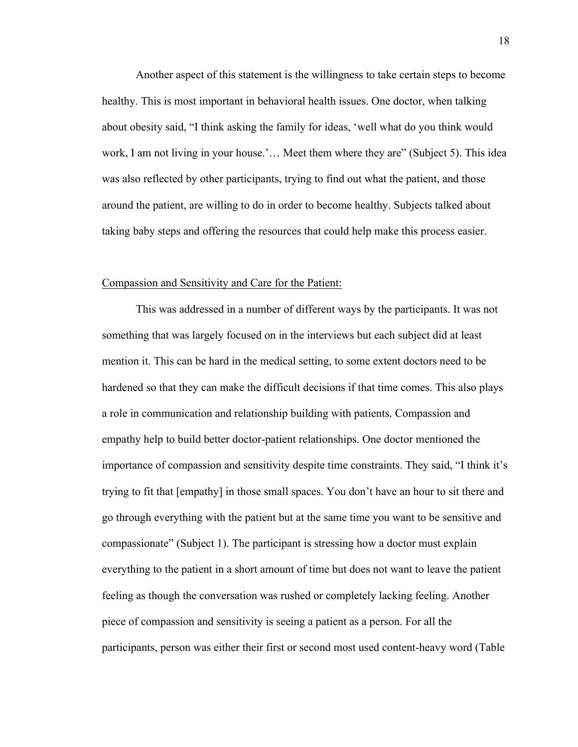Another aspect of this statement is the willingness to take certain steps to become healthy. This is most important in behavioral health issues. One doctor, when talking about obesity said, "I think asking the family for ideas, 'well what do you think would work, I am not living in your house.'… Meet them where they are" (Subject 5). This idea was also reflected by other participants, trying to find out what the patient, and those around the patient, are willing to do in order to become healthy. Subjects talked about taking baby steps and offering the resources that could help make this process easier.

<u>Compassion and Sensitivity and Care for the Patient:</u>

This was addressed in a number of different ways by the participants. It was not something that was largely focused on in the interviews but each subject did at least mention it. This can be hard in the medical setting, to some extent doctors need to be hardened so that they can make the difficult decisions if that time comes. This also plays a role in communication and relationship building with patients. Compassion and empathy help to build better doctor-patient relationships. One doctor mentioned the importance of compassion and sensitivity despite time constraints. They said, "I think it's trying to fit that [empathy] in those small spaces. You don't have an hour to sit there and go through everything with the patient but at the same time you want to be sensitive and compassionate" (Subject 1). The participant is stressing how a doctor must explain everything to the patient in a short amount of time but does not want to leave the patient feeling as though the conversation was rushed or completely lacking feeling. Another piece of compassion and sensitivity is seeing a patient as a person. For all the participants, person was either their first or second most used content-heavy word (Table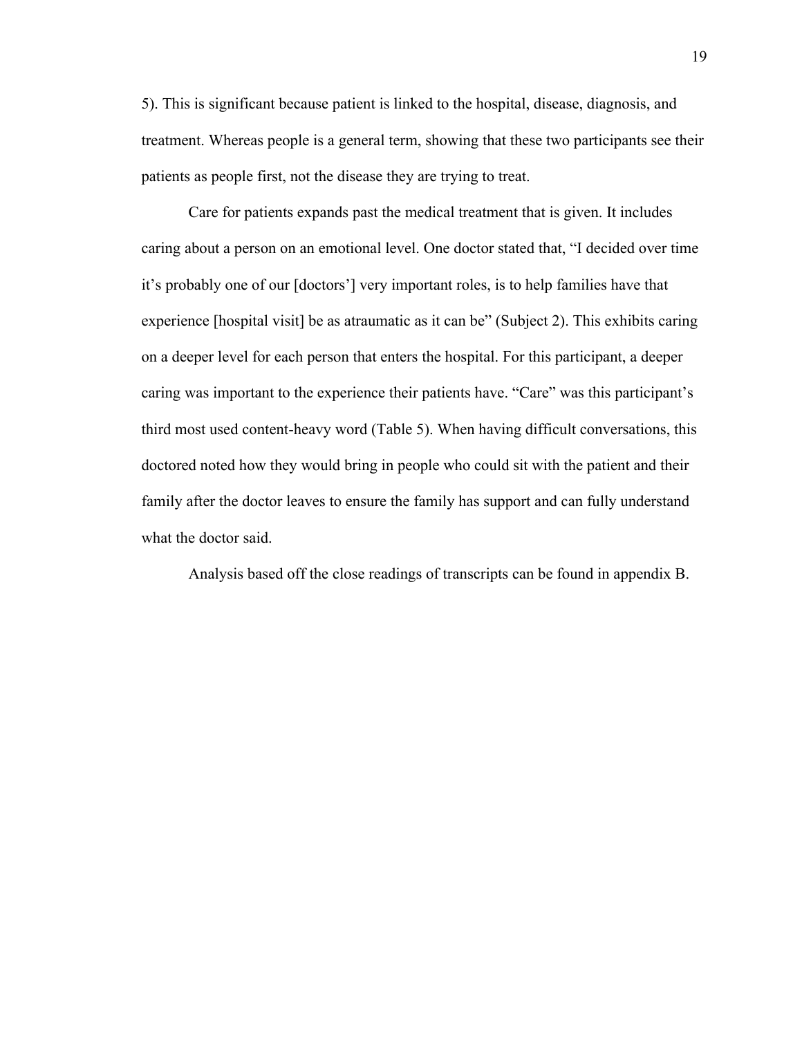5). This is significant because patient is linked to the hospital, disease, diagnosis, and treatment. Whereas people is a general term, showing that these two participants see their patients as people first, not the disease they are trying to treat.

Care for patients expands past the medical treatment that is given. It includes caring about a person on an emotional level. One doctor stated that, "I decided over time it's probably one of our [doctors'] very important roles, is to help families have that experience [hospital visit] be as atraumatic as it can be" (Subject 2). This exhibits caring on a deeper level for each person that enters the hospital. For this participant, a deeper caring was important to the experience their patients have. "Care" was this participant's third most used content-heavy word (Table 5). When having difficult conversations, this doctored noted how they would bring in people who could sit with the patient and their family after the doctor leaves to ensure the family has support and can fully understand what the doctor said.

Analysis based off the close readings of transcripts can be found in appendix B.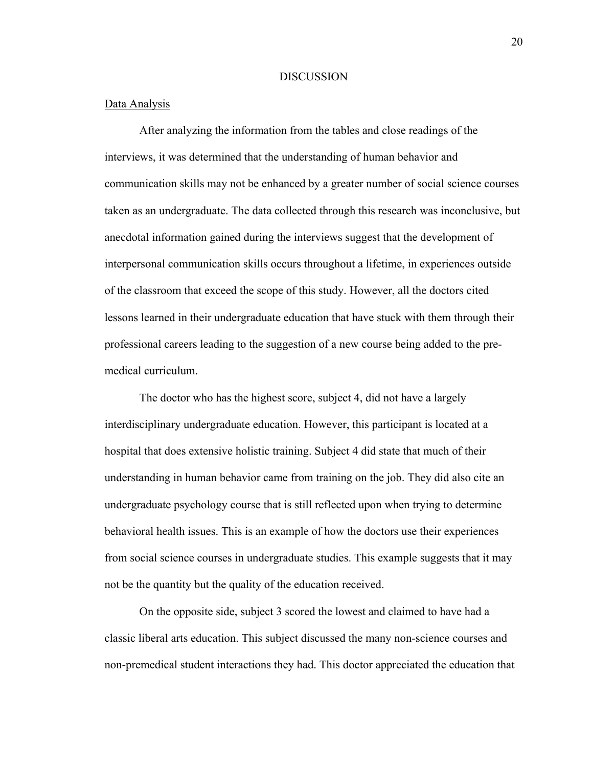# DISCUSSION

## Data Analysis

After analyzing the information from the tables and close readings of the interviews, it was determined that the understanding of human behavior and communication skills may not be enhanced by a greater number of social science courses taken as an undergraduate. The data collected through this research was inconclusive, but anecdotal information gained during the interviews suggest that the development of interpersonal communication skills occurs throughout a lifetime, in experiences outside of the classroom that exceed the scope of this study. However, all the doctors cited lessons learned in their undergraduate education that have stuck with them through their professional careers leading to the suggestion of a new course being added to the pre-medical curriculum.

The doctor who has the highest score, subject 4, did not have a largely interdisciplinary undergraduate education. However, this participant is located at a hospital that does extensive holistic training. Subject 4 did state that much of their understanding in human behavior came from training on the job. They did also cite an undergraduate psychology course that is still reflected upon when trying to determine behavioral health issues. This is an example of how the doctors use their experiences from social science courses in undergraduate studies. This example suggests that it may not be the quantity but the quality of the education received.

On the opposite side, subject 3 scored the lowest and claimed to have had a classic liberal arts education. This subject discussed the many non-science courses and non-premedical student interactions they had. This doctor appreciated the education that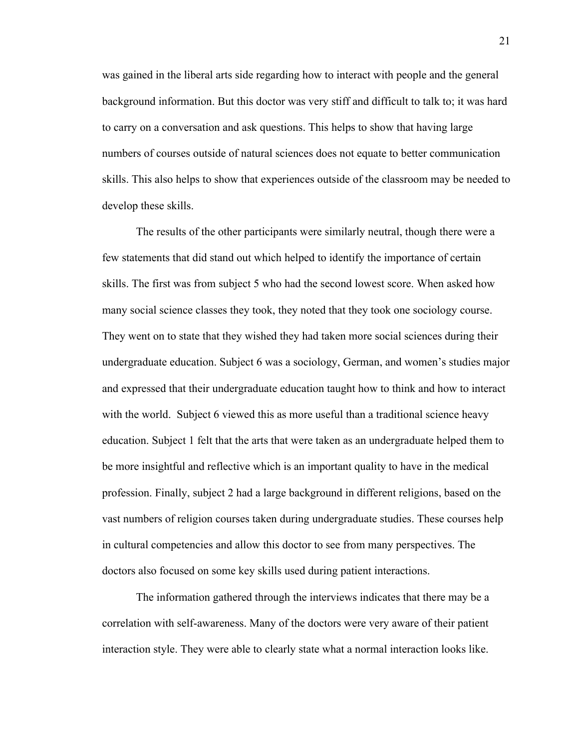was gained in the liberal arts side regarding how to interact with people and the general background information. But this doctor was very stiff and difficult to talk to; it was hard to carry on a conversation and ask questions. This helps to show that having large numbers of courses outside of natural sciences does not equate to better communication skills. This also helps to show that experiences outside of the classroom may be needed to develop these skills.

The results of the other participants were similarly neutral, though there were a few statements that did stand out which helped to identify the importance of certain skills. The first was from subject 5 who had the second lowest score. When asked how many social science classes they took, they noted that they took one sociology course. They went on to state that they wished they had taken more social sciences during their undergraduate education. Subject 6 was a sociology, German, and women's studies major and expressed that their undergraduate education taught how to think and how to interact with the world. Subject 6 viewed this as more useful than a traditional science heavy education. Subject 1 felt that the arts that were taken as an undergraduate helped them to be more insightful and reflective which is an important quality to have in the medical profession. Finally, subject 2 had a large background in different religions, based on the vast numbers of religion courses taken during undergraduate studies. These courses help in cultural competencies and allow this doctor to see from many perspectives. The doctors also focused on some key skills used during patient interactions.

The information gathered through the interviews indicates that there may be a correlation with self-awareness. Many of the doctors were very aware of their patient interaction style. They were able to clearly state what a normal interaction looks like.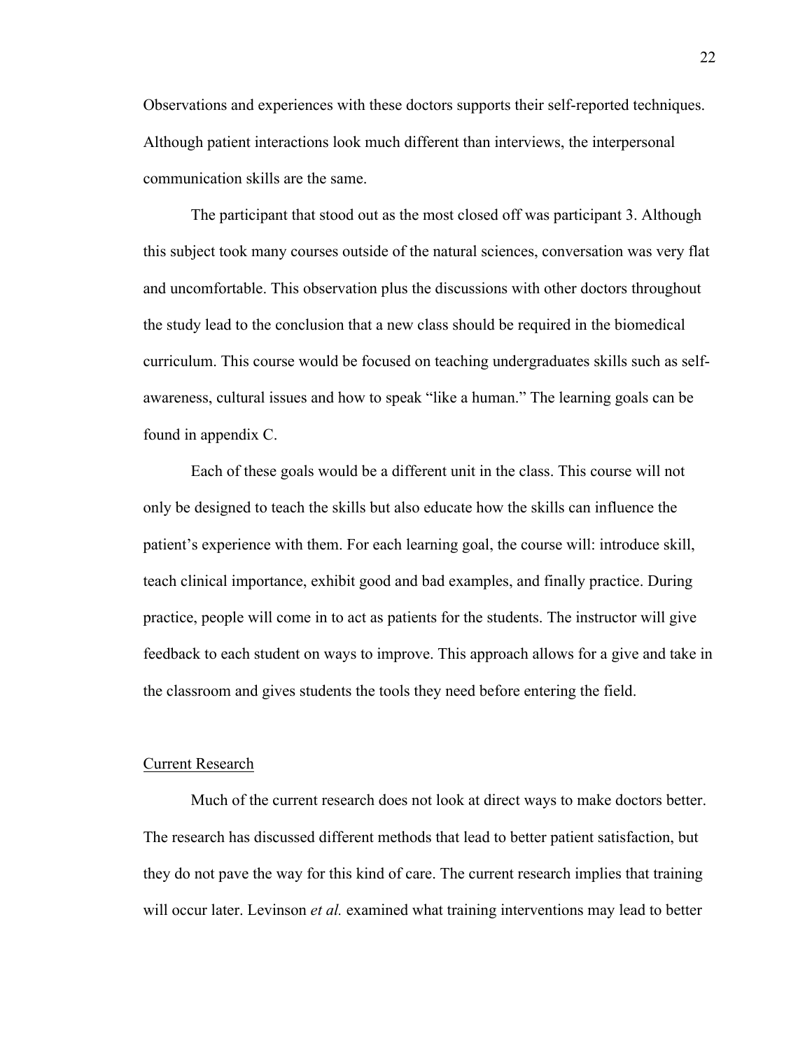Observations and experiences with these doctors supports their self-reported techniques. Although patient interactions look much different than interviews, the interpersonal communication skills are the same.

The participant that stood out as the most closed off was participant 3. Although this subject took many courses outside of the natural sciences, conversation was very flat and uncomfortable. This observation plus the discussions with other doctors throughout the study lead to the conclusion that a new class should be required in the biomedical curriculum. This course would be focused on teaching undergraduates skills such as self-awareness, cultural issues and how to speak "like a human." The learning goals can be found in appendix C.

Each of these goals would be a different unit in the class. This course will not only be designed to teach the skills but also educate how the skills can influence the patient's experience with them. For each learning goal, the course will: introduce skill, teach clinical importance, exhibit good and bad examples, and finally practice. During practice, people will come in to act as patients for the students. The instructor will give feedback to each student on ways to improve. This approach allows for a give and take in the classroom and gives students the tools they need before entering the field.

<u>Current Research</u>

Much of the current research does not look at direct ways to make doctors better. The research has discussed different methods that lead to better patient satisfaction, but they do not pave the way for this kind of care. The current research implies that training will occur later. Levinson *et al.* examined what training interventions may lead to better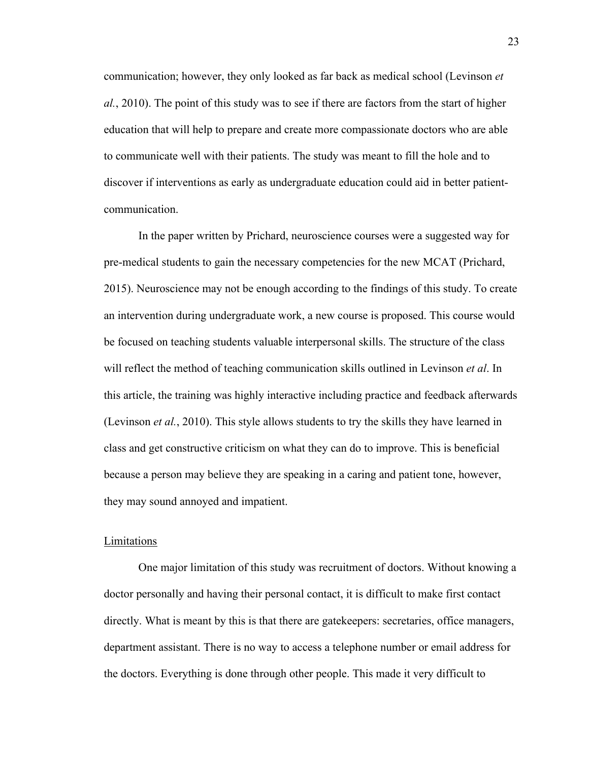communication; however, they only looked as far back as medical school (Levinson *et al.*, 2010). The point of this study was to see if there are factors from the start of higher education that will help to prepare and create more compassionate doctors who are able to communicate well with their patients. The study was meant to fill the hole and to discover if interventions as early as undergraduate education could aid in better patient-communication.

In the paper written by Prichard, neuroscience courses were a suggested way for pre-medical students to gain the necessary competencies for the new MCAT (Prichard, 2015). Neuroscience may not be enough according to the findings of this study. To create an intervention during undergraduate work, a new course is proposed. This course would be focused on teaching students valuable interpersonal skills. The structure of the class will reflect the method of teaching communication skills outlined in Levinson *et al*. In this article, the training was highly interactive including practice and feedback afterwards (Levinson *et al.*, 2010). This style allows students to try the skills they have learned in class and get constructive criticism on what they can do to improve. This is beneficial because a person may believe they are speaking in a caring and patient tone, however, they may sound annoyed and impatient.

<u>Limitations</u>

One major limitation of this study was recruitment of doctors. Without knowing a doctor personally and having their personal contact, it is difficult to make first contact directly. What is meant by this is that there are gatekeepers: secretaries, office managers, department assistant. There is no way to access a telephone number or email address for the doctors. Everything is done through other people. This made it very difficult to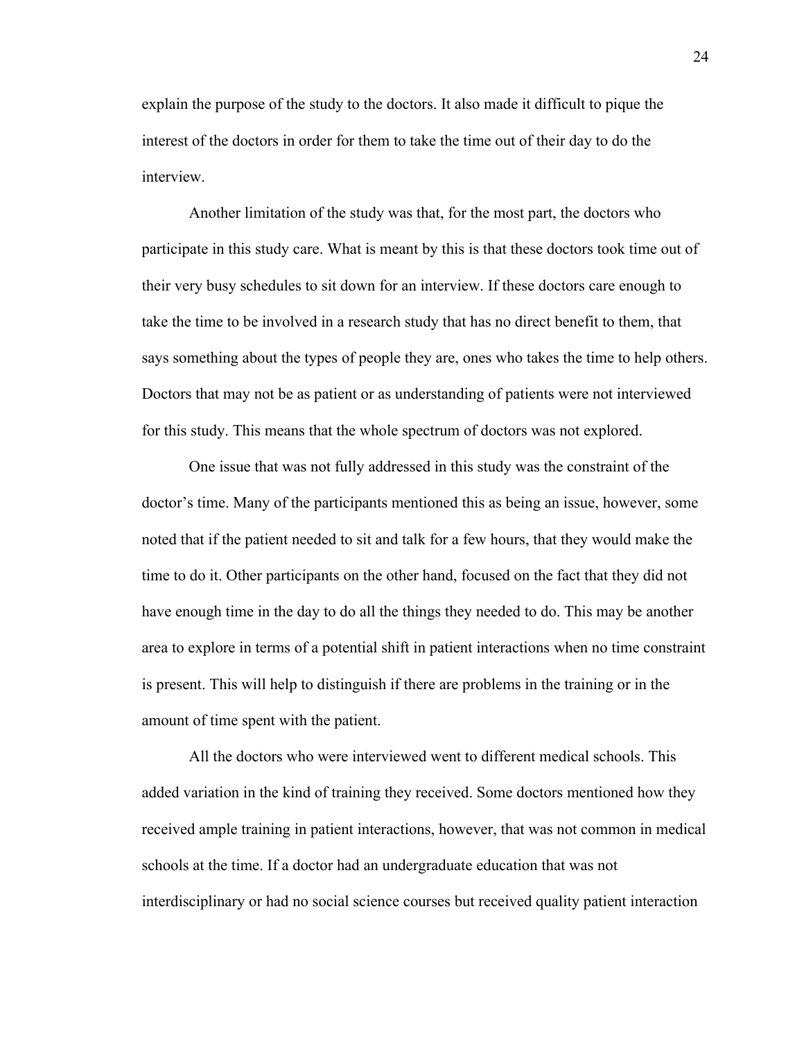explain the purpose of the study to the doctors. It also made it difficult to pique the interest of the doctors in order for them to take the time out of their day to do the interview.

Another limitation of the study was that, for the most part, the doctors who participate in this study care. What is meant by this is that these doctors took time out of their very busy schedules to sit down for an interview. If these doctors care enough to take the time to be involved in a research study that has no direct benefit to them, that says something about the types of people they are, ones who takes the time to help others. Doctors that may not be as patient or as understanding of patients were not interviewed for this study. This means that the whole spectrum of doctors was not explored.

One issue that was not fully addressed in this study was the constraint of the doctor's time. Many of the participants mentioned this as being an issue, however, some noted that if the patient needed to sit and talk for a few hours, that they would make the time to do it. Other participants on the other hand, focused on the fact that they did not have enough time in the day to do all the things they needed to do. This may be another area to explore in terms of a potential shift in patient interactions when no time constraint is present. This will help to distinguish if there are problems in the training or in the amount of time spent with the patient.

All the doctors who were interviewed went to different medical schools. This added variation in the kind of training they received. Some doctors mentioned how they received ample training in patient interactions, however, that was not common in medical schools at the time. If a doctor had an undergraduate education that was not interdisciplinary or had no social science courses but received quality patient interaction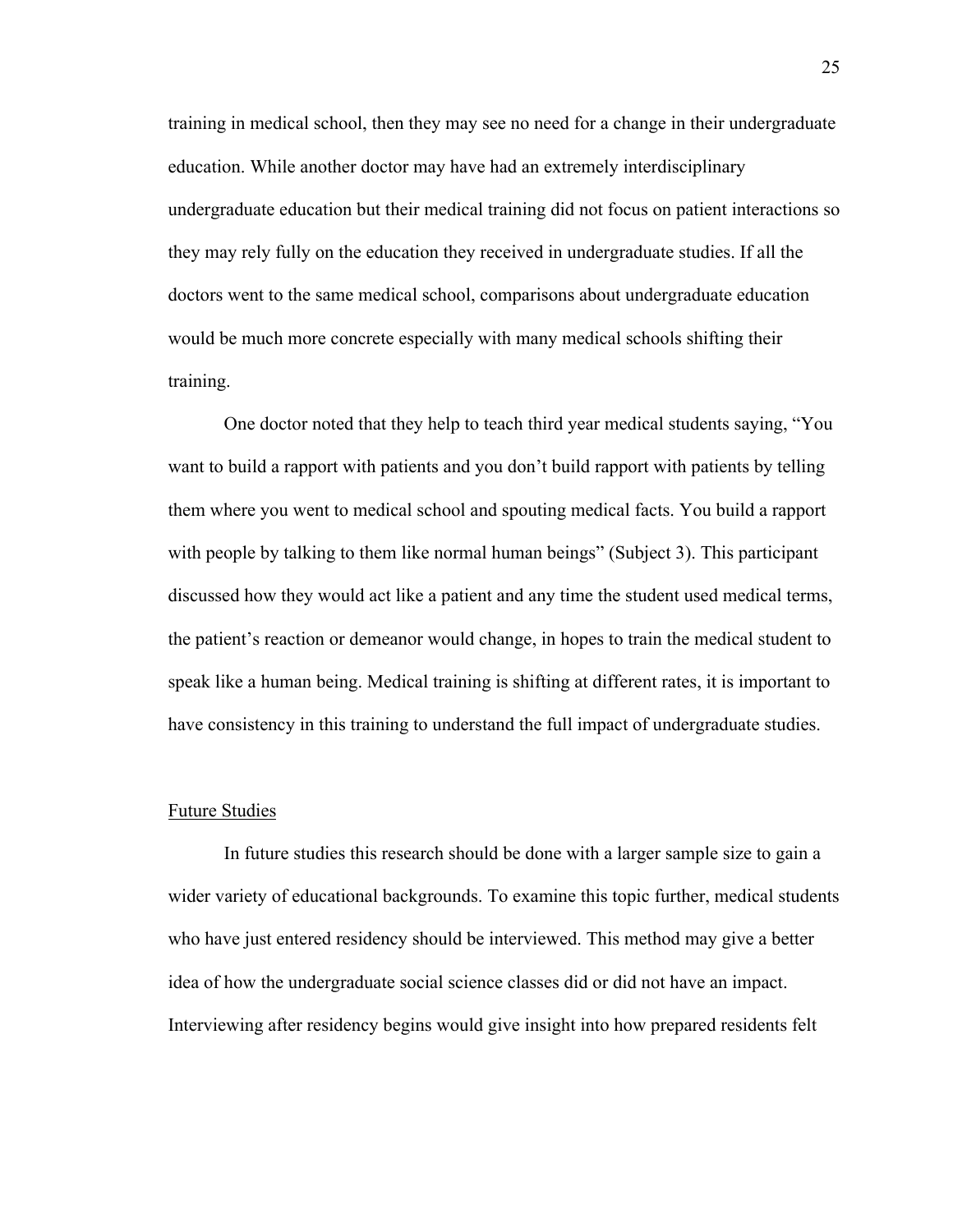training in medical school, then they may see no need for a change in their undergraduate education. While another doctor may have had an extremely interdisciplinary undergraduate education but their medical training did not focus on patient interactions so they may rely fully on the education they received in undergraduate studies. If all the doctors went to the same medical school, comparisons about undergraduate education would be much more concrete especially with many medical schools shifting their training.

One doctor noted that they help to teach third year medical students saying, "You want to build a rapport with patients and you don't build rapport with patients by telling them where you went to medical school and spouting medical facts. You build a rapport with people by talking to them like normal human beings" (Subject 3). This participant discussed how they would act like a patient and any time the student used medical terms, the patient's reaction or demeanor would change, in hopes to train the medical student to speak like a human being. Medical training is shifting at different rates, it is important to have consistency in this training to understand the full impact of undergraduate studies.

<u>Future Studies</u>

In future studies this research should be done with a larger sample size to gain a wider variety of educational backgrounds. To examine this topic further, medical students who have just entered residency should be interviewed. This method may give a better idea of how the undergraduate social science classes did or did not have an impact. Interviewing after residency begins would give insight into how prepared residents felt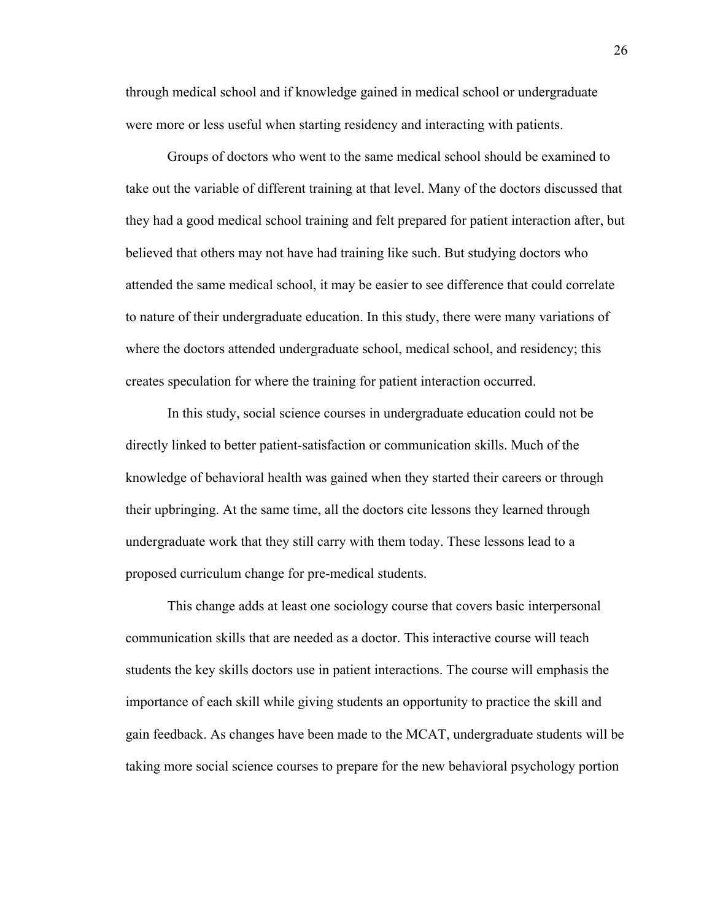through medical school and if knowledge gained in medical school or undergraduate were more or less useful when starting residency and interacting with patients.

Groups of doctors who went to the same medical school should be examined to take out the variable of different training at that level. Many of the doctors discussed that they had a good medical school training and felt prepared for patient interaction after, but believed that others may not have had training like such. But studying doctors who attended the same medical school, it may be easier to see difference that could correlate to nature of their undergraduate education. In this study, there were many variations of where the doctors attended undergraduate school, medical school, and residency; this creates speculation for where the training for patient interaction occurred.

In this study, social science courses in undergraduate education could not be directly linked to better patient-satisfaction or communication skills. Much of the knowledge of behavioral health was gained when they started their careers or through their upbringing. At the same time, all the doctors cite lessons they learned through undergraduate work that they still carry with them today. These lessons lead to a proposed curriculum change for pre-medical students.

This change adds at least one sociology course that covers basic interpersonal communication skills that are needed as a doctor. This interactive course will teach students the key skills doctors use in patient interactions. The course will emphasis the importance of each skill while giving students an opportunity to practice the skill and gain feedback. As changes have been made to the MCAT, undergraduate students will be taking more social science courses to prepare for the new behavioral psychology portion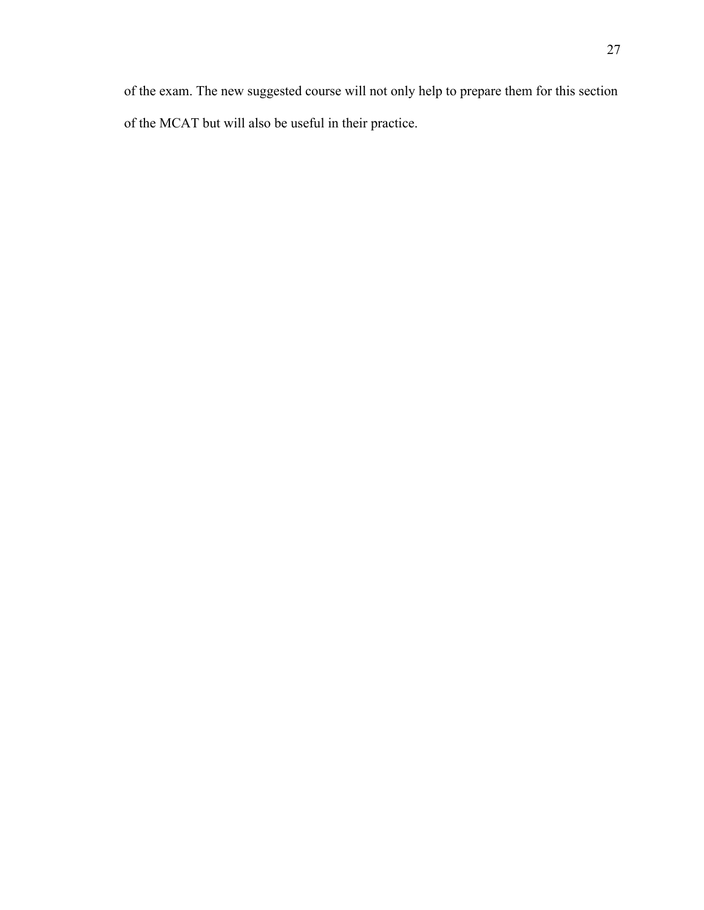of the exam. The new suggested course will not only help to prepare them for this section of the MCAT but will also be useful in their practice.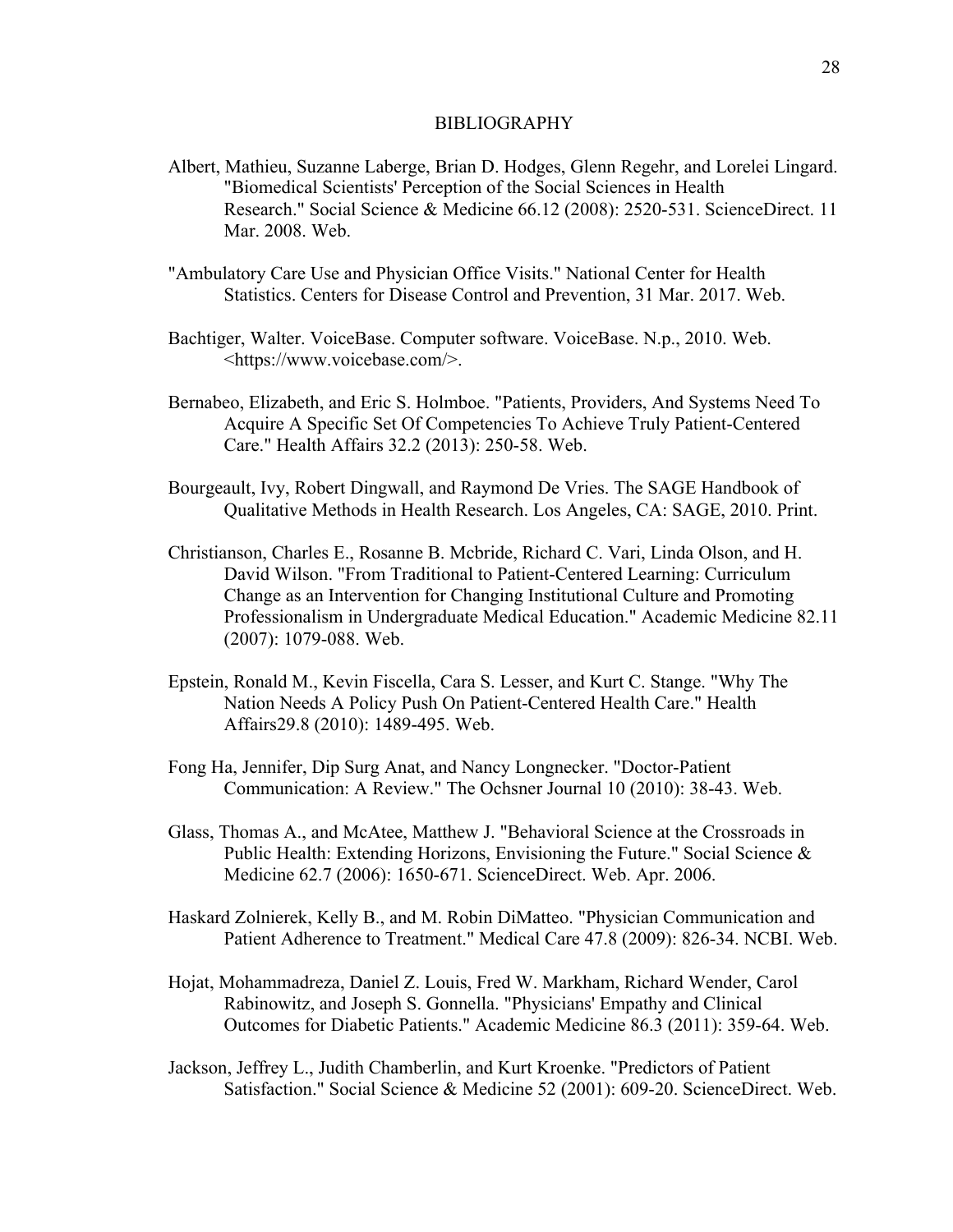# BIBLIOGRAPHY

Albert, Mathieu, Suzanne Laberge, Brian D. Hodges, Glenn Regehr, and Lorelei Lingard. "Biomedical Scientists' Perception of the Social Sciences in Health Research." Social Science & Medicine 66.12 (2008): 2520-531. ScienceDirect. 11 Mar. 2008. Web.

"Ambulatory Care Use and Physician Office Visits." National Center for Health Statistics. Centers for Disease Control and Prevention, 31 Mar. 2017. Web.

Bachtiger, Walter. VoiceBase. Computer software. VoiceBase. N.p., 2010. Web. <https://www.voicebase.com/>.

Bernabeo, Elizabeth, and Eric S. Holmboe. "Patients, Providers, And Systems Need To Acquire A Specific Set Of Competencies To Achieve Truly Patient-Centered Care." Health Affairs 32.2 (2013): 250-58. Web.

Bourgeault, Ivy, Robert Dingwall, and Raymond De Vries. The SAGE Handbook of Qualitative Methods in Health Research. Los Angeles, CA: SAGE, 2010. Print.

Christianson, Charles E., Rosanne B. Mcbride, Richard C. Vari, Linda Olson, and H. David Wilson. "From Traditional to Patient-Centered Learning: Curriculum Change as an Intervention for Changing Institutional Culture and Promoting Professionalism in Undergraduate Medical Education." Academic Medicine 82.11 (2007): 1079-088. Web.

Epstein, Ronald M., Kevin Fiscella, Cara S. Lesser, and Kurt C. Stange. "Why The Nation Needs A Policy Push On Patient-Centered Health Care." Health Affairs29.8 (2010): 1489-495. Web.

Fong Ha, Jennifer, Dip Surg Anat, and Nancy Longnecker. "Doctor-Patient Communication: A Review." The Ochsner Journal 10 (2010): 38-43. Web.

Glass, Thomas A., and McAtee, Matthew J. "Behavioral Science at the Crossroads in Public Health: Extending Horizons, Envisioning the Future." Social Science & Medicine 62.7 (2006): 1650-671. ScienceDirect. Web. Apr. 2006.

Haskard Zolnierek, Kelly B., and M. Robin DiMatteo. "Physician Communication and Patient Adherence to Treatment." Medical Care 47.8 (2009): 826-34. NCBI. Web.

Hojat, Mohammadreza, Daniel Z. Louis, Fred W. Markham, Richard Wender, Carol Rabinowitz, and Joseph S. Gonnella. "Physicians' Empathy and Clinical Outcomes for Diabetic Patients." Academic Medicine 86.3 (2011): 359-64. Web.

Jackson, Jeffrey L., Judith Chamberlin, and Kurt Kroenke. "Predictors of Patient Satisfaction." Social Science & Medicine 52 (2001): 609-20. ScienceDirect. Web.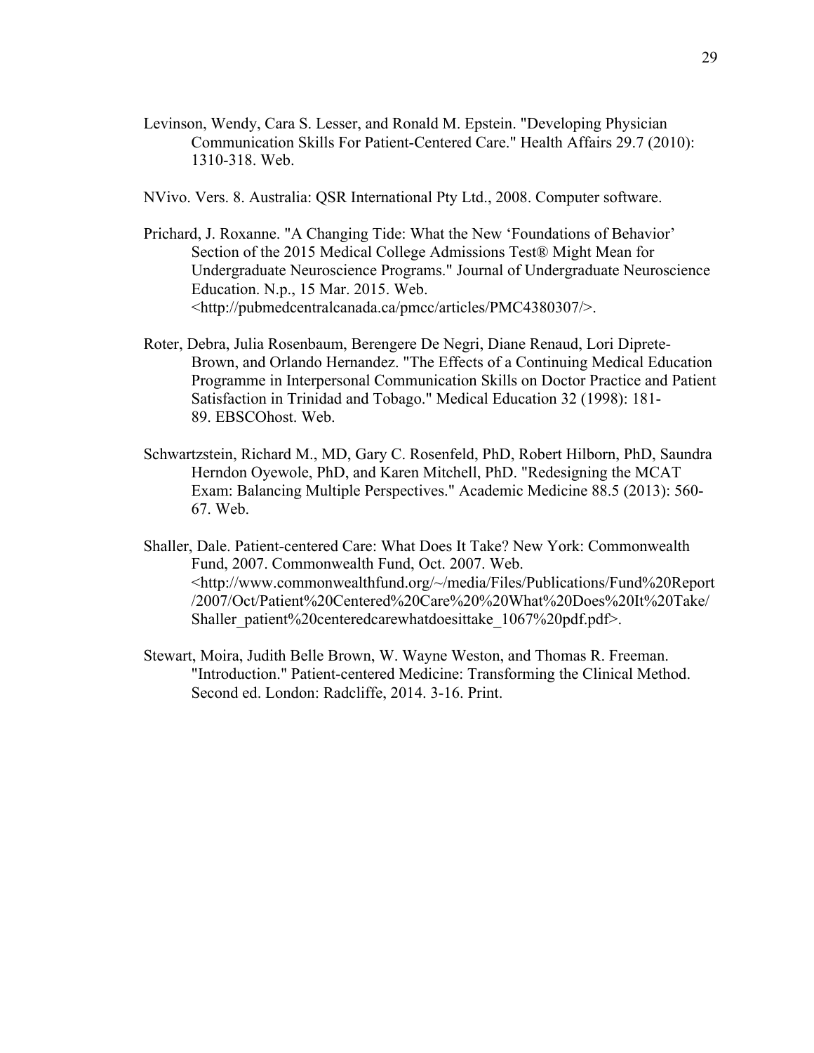Levinson, Wendy, Cara S. Lesser, and Ronald M. Epstein. "Developing Physician Communication Skills For Patient-Centered Care." Health Affairs 29.7 (2010): 1310-318. Web.

NVivo. Vers. 8. Australia: QSR International Pty Ltd., 2008. Computer software.

Prichard, J. Roxanne. "A Changing Tide: What the New 'Foundations of Behavior' Section of the 2015 Medical College Admissions Test® Might Mean for Undergraduate Neuroscience Programs." Journal of Undergraduate Neuroscience Education. N.p., 15 Mar. 2015. Web. <http://pubmedcentralcanada.ca/pmcc/articles/PMC4380307/>.

Roter, Debra, Julia Rosenbaum, Berengere De Negri, Diane Renaud, Lori Diprete-Brown, and Orlando Hernandez. "The Effects of a Continuing Medical Education Programme in Interpersonal Communication Skills on Doctor Practice and Patient Satisfaction in Trinidad and Tobago." Medical Education 32 (1998): 181-89. EBSCOhost. Web.

Schwartzstein, Richard M., MD, Gary C. Rosenfeld, PhD, Robert Hilborn, PhD, Saundra Herndon Oyewole, PhD, and Karen Mitchell, PhD. "Redesigning the MCAT Exam: Balancing Multiple Perspectives." Academic Medicine 88.5 (2013): 560-67. Web.

Shaller, Dale. Patient-centered Care: What Does It Take? New York: Commonwealth Fund, 2007. Commonwealth Fund, Oct. 2007. Web. <http://www.commonwealthfund.org/~/media/Files/Publications/Fund%20Report/2007/Oct/Patient%20Centered%20Care%20%20What%20Does%20It%20Take/Shaller_patient%20centeredcarewhatdoesittake_1067%20pdf.pdf>.

Stewart, Moira, Judith Belle Brown, W. Wayne Weston, and Thomas R. Freeman. "Introduction." Patient-centered Medicine: Transforming the Clinical Method. Second ed. London: Radcliffe, 2014. 3-16. Print.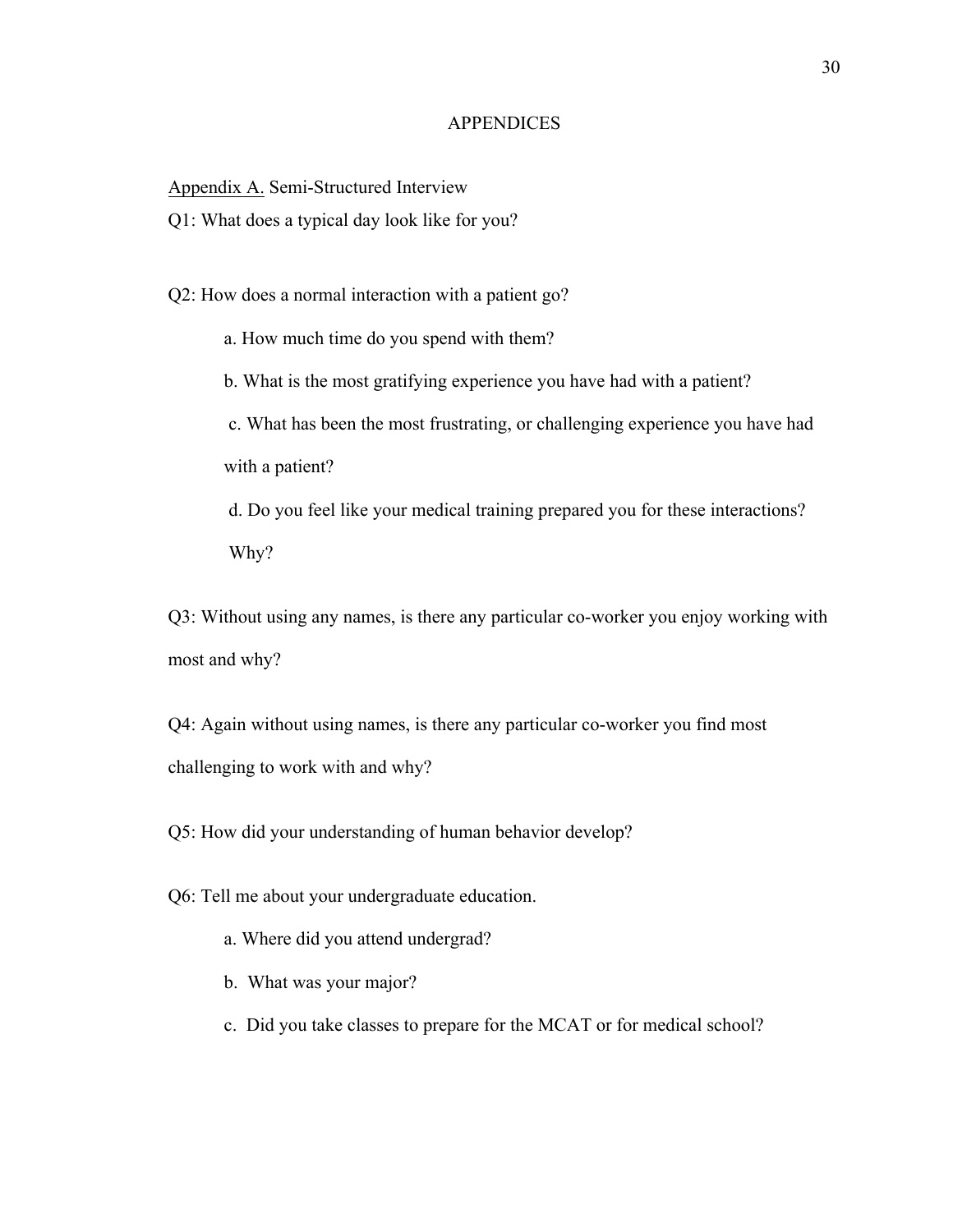# APPENDICES

Appendix A. Semi-Structured Interview

Q1: What does a typical day look like for you?

Q2: How does a normal interaction with a patient go?

a. How much time do you spend with them?

b. What is the most gratifying experience you have had with a patient?

c. What has been the most frustrating, or challenging experience you have had with a patient?

d. Do you feel like your medical training prepared you for these interactions? Why?

Q3: Without using any names, is there any particular co-worker you enjoy working with most and why?

Q4: Again without using names, is there any particular co-worker you find most challenging to work with and why?

Q5: How did your understanding of human behavior develop?

Q6: Tell me about your undergraduate education.

a. Where did you attend undergrad?

b. What was your major?

c. Did you take classes to prepare for the MCAT or for medical school?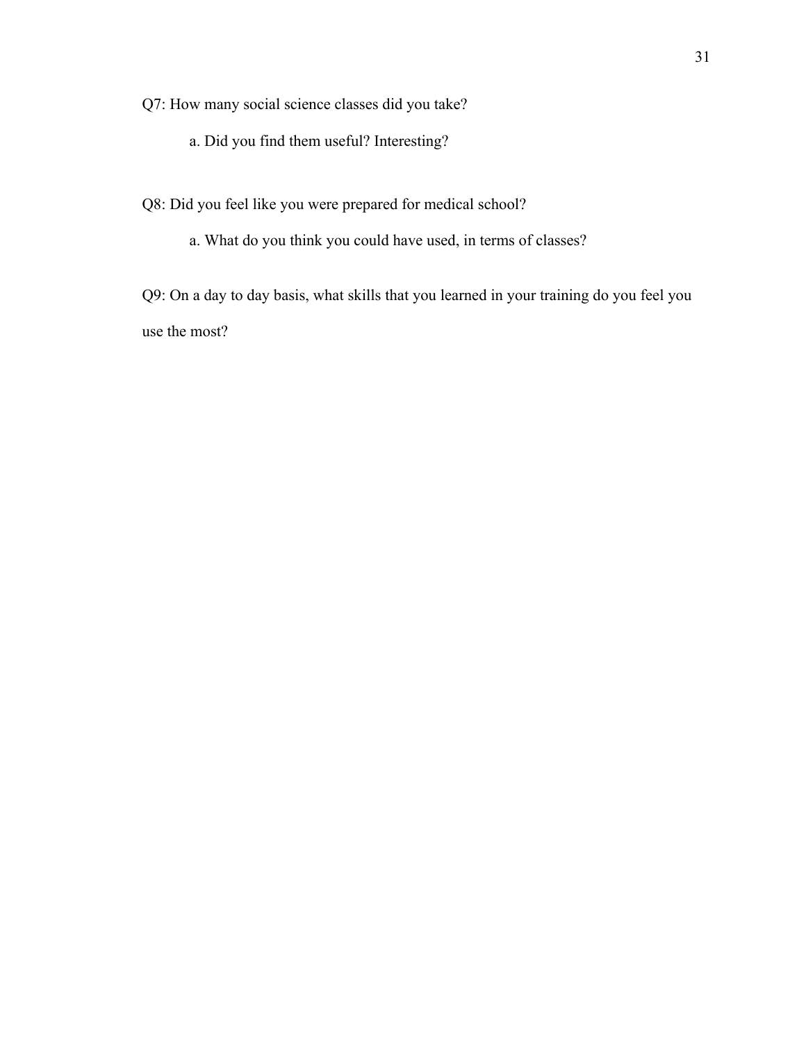Q7: How many social science classes did you take?

a. Did you find them useful? Interesting?

Q8: Did you feel like you were prepared for medical school?

a. What do you think you could have used, in terms of classes?

Q9: On a day to day basis, what skills that you learned in your training do you feel you use the most?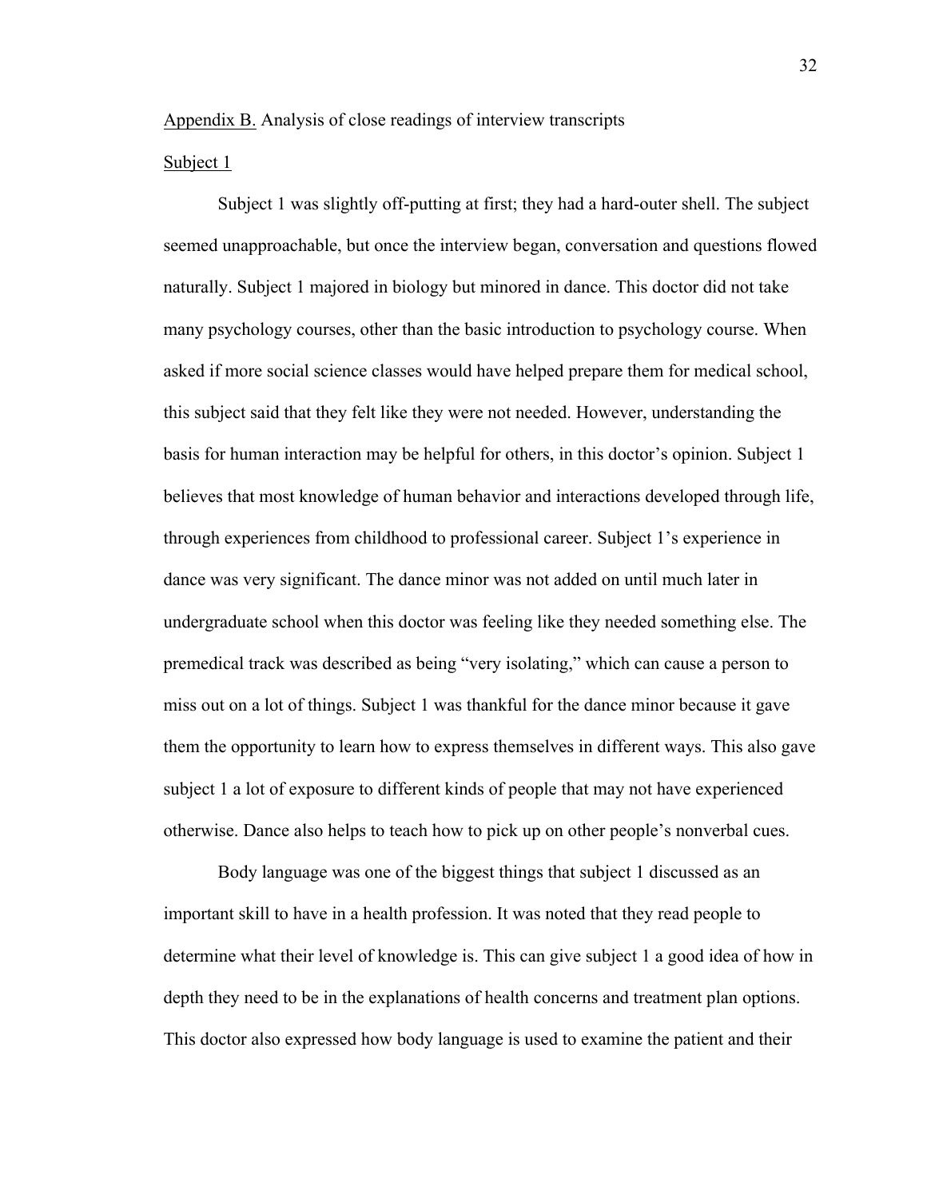<u>Appendix B.</u> Analysis of close readings of interview transcripts

<u>Subject 1</u>

Subject 1 was slightly off-putting at first; they had a hard-outer shell. The subject seemed unapproachable, but once the interview began, conversation and questions flowed naturally. Subject 1 majored in biology but minored in dance. This doctor did not take many psychology courses, other than the basic introduction to psychology course. When asked if more social science classes would have helped prepare them for medical school, this subject said that they felt like they were not needed. However, understanding the basis for human interaction may be helpful for others, in this doctor's opinion. Subject 1 believes that most knowledge of human behavior and interactions developed through life, through experiences from childhood to professional career. Subject 1's experience in dance was very significant. The dance minor was not added on until much later in undergraduate school when this doctor was feeling like they needed something else. The premedical track was described as being "very isolating," which can cause a person to miss out on a lot of things. Subject 1 was thankful for the dance minor because it gave them the opportunity to learn how to express themselves in different ways. This also gave subject 1 a lot of exposure to different kinds of people that may not have experienced otherwise. Dance also helps to teach how to pick up on other people's nonverbal cues.

Body language was one of the biggest things that subject 1 discussed as an important skill to have in a health profession. It was noted that they read people to determine what their level of knowledge is. This can give subject 1 a good idea of how in depth they need to be in the explanations of health concerns and treatment plan options. This doctor also expressed how body language is used to examine the patient and their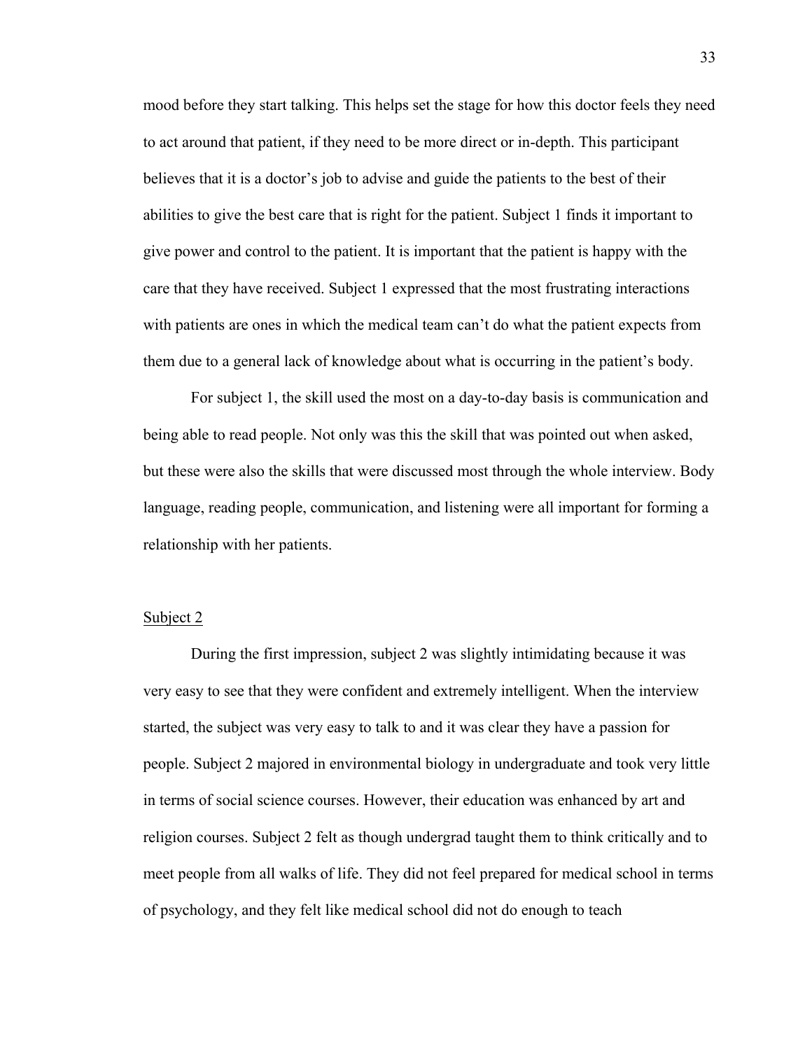mood before they start talking. This helps set the stage for how this doctor feels they need to act around that patient, if they need to be more direct or in-depth. This participant believes that it is a doctor's job to advise and guide the patients to the best of their abilities to give the best care that is right for the patient. Subject 1 finds it important to give power and control to the patient. It is important that the patient is happy with the care that they have received. Subject 1 expressed that the most frustrating interactions with patients are ones in which the medical team can't do what the patient expects from them due to a general lack of knowledge about what is occurring in the patient's body.

For subject 1, the skill used the most on a day-to-day basis is communication and being able to read people. Not only was this the skill that was pointed out when asked, but these were also the skills that were discussed most through the whole interview. Body language, reading people, communication, and listening were all important for forming a relationship with her patients.

Subject 2

During the first impression, subject 2 was slightly intimidating because it was very easy to see that they were confident and extremely intelligent. When the interview started, the subject was very easy to talk to and it was clear they have a passion for people. Subject 2 majored in environmental biology in undergraduate and took very little in terms of social science courses. However, their education was enhanced by art and religion courses. Subject 2 felt as though undergrad taught them to think critically and to meet people from all walks of life. They did not feel prepared for medical school in terms of psychology, and they felt like medical school did not do enough to teach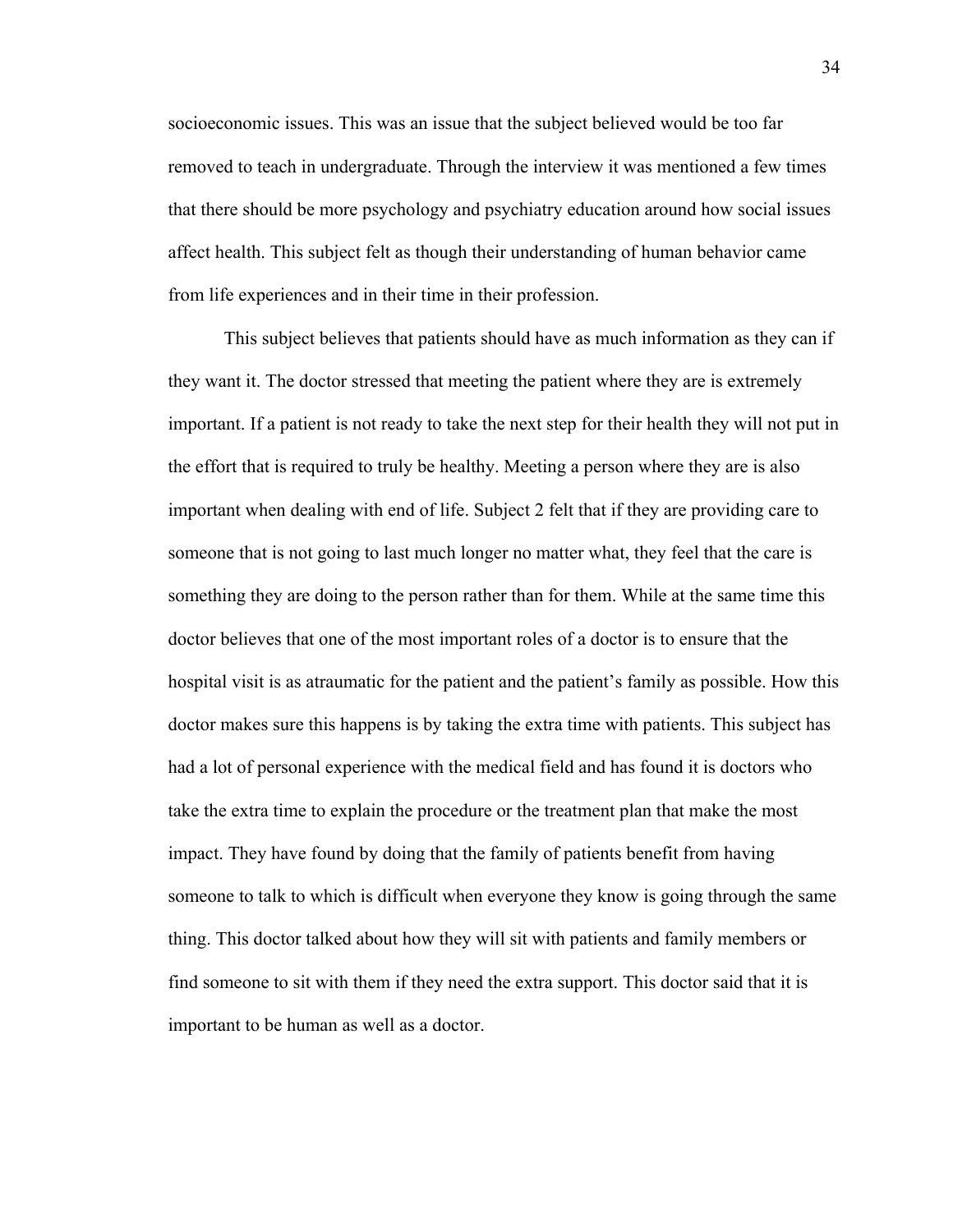socioeconomic issues. This was an issue that the subject believed would be too far removed to teach in undergraduate. Through the interview it was mentioned a few times that there should be more psychology and psychiatry education around how social issues affect health. This subject felt as though their understanding of human behavior came from life experiences and in their time in their profession.

This subject believes that patients should have as much information as they can if they want it. The doctor stressed that meeting the patient where they are is extremely important. If a patient is not ready to take the next step for their health they will not put in the effort that is required to truly be healthy. Meeting a person where they are is also important when dealing with end of life. Subject 2 felt that if they are providing care to someone that is not going to last much longer no matter what, they feel that the care is something they are doing to the person rather than for them. While at the same time this doctor believes that one of the most important roles of a doctor is to ensure that the hospital visit is as atraumatic for the patient and the patient's family as possible. How this doctor makes sure this happens is by taking the extra time with patients. This subject has had a lot of personal experience with the medical field and has found it is doctors who take the extra time to explain the procedure or the treatment plan that make the most impact. They have found by doing that the family of patients benefit from having someone to talk to which is difficult when everyone they know is going through the same thing. This doctor talked about how they will sit with patients and family members or find someone to sit with them if they need the extra support. This doctor said that it is important to be human as well as a doctor.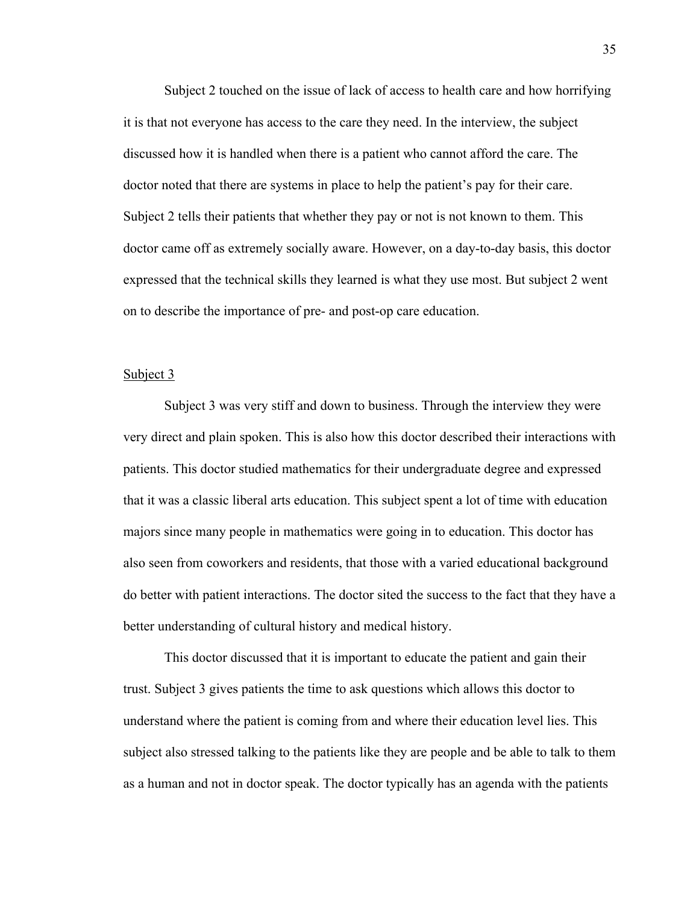Subject 2 touched on the issue of lack of access to health care and how horrifying it is that not everyone has access to the care they need. In the interview, the subject discussed how it is handled when there is a patient who cannot afford the care. The doctor noted that there are systems in place to help the patient's pay for their care. Subject 2 tells their patients that whether they pay or not is not known to them. This doctor came off as extremely socially aware. However, on a day-to-day basis, this doctor expressed that the technical skills they learned is what they use most. But subject 2 went on to describe the importance of pre- and post-op care education.

<u>Subject 3</u>

Subject 3 was very stiff and down to business. Through the interview they were very direct and plain spoken. This is also how this doctor described their interactions with patients. This doctor studied mathematics for their undergraduate degree and expressed that it was a classic liberal arts education. This subject spent a lot of time with education majors since many people in mathematics were going in to education. This doctor has also seen from coworkers and residents, that those with a varied educational background do better with patient interactions. The doctor sited the success to the fact that they have a better understanding of cultural history and medical history.

This doctor discussed that it is important to educate the patient and gain their trust. Subject 3 gives patients the time to ask questions which allows this doctor to understand where the patient is coming from and where their education level lies. This subject also stressed talking to the patients like they are people and be able to talk to them as a human and not in doctor speak. The doctor typically has an agenda with the patients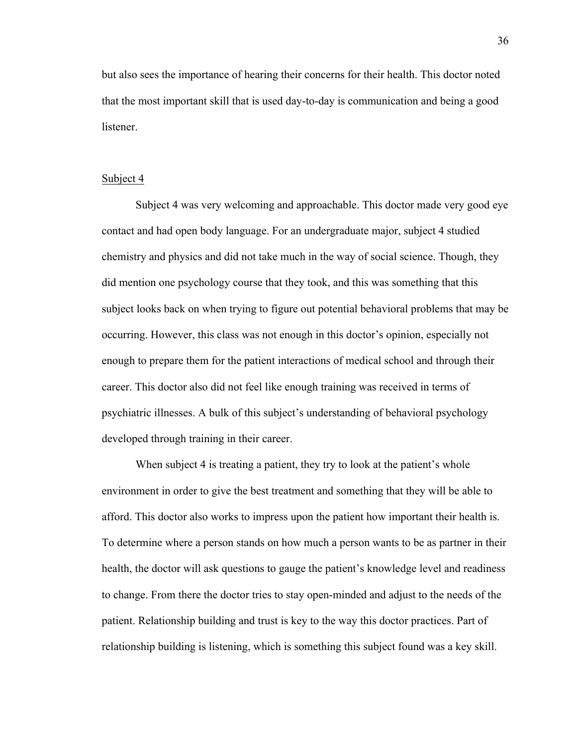but also sees the importance of hearing their concerns for their health. This doctor noted that the most important skill that is used day-to-day is communication and being a good listener.

<u>Subject 4</u>

Subject 4 was very welcoming and approachable. This doctor made very good eye contact and had open body language. For an undergraduate major, subject 4 studied chemistry and physics and did not take much in the way of social science. Though, they did mention one psychology course that they took, and this was something that this subject looks back on when trying to figure out potential behavioral problems that may be occurring. However, this class was not enough in this doctor's opinion, especially not enough to prepare them for the patient interactions of medical school and through their career. This doctor also did not feel like enough training was received in terms of psychiatric illnesses. A bulk of this subject's understanding of behavioral psychology developed through training in their career.

When subject 4 is treating a patient, they try to look at the patient's whole environment in order to give the best treatment and something that they will be able to afford. This doctor also works to impress upon the patient how important their health is. To determine where a person stands on how much a person wants to be as partner in their health, the doctor will ask questions to gauge the patient's knowledge level and readiness to change. From there the doctor tries to stay open-minded and adjust to the needs of the patient. Relationship building and trust is key to the way this doctor practices. Part of relationship building is listening, which is something this subject found was a key skill.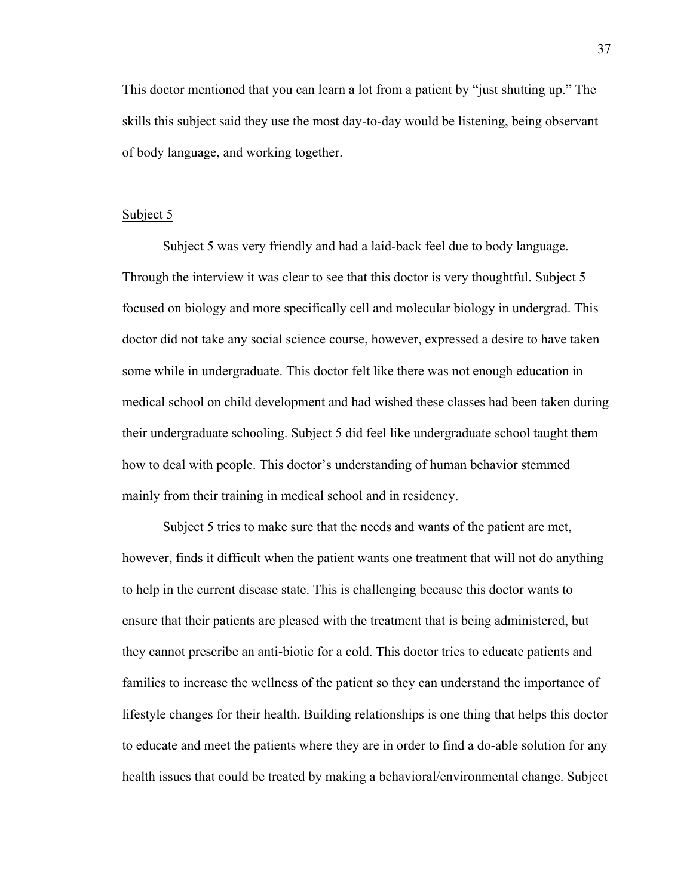This doctor mentioned that you can learn a lot from a patient by "just shutting up." The skills this subject said they use the most day-to-day would be listening, being observant of body language, and working together.

Subject 5

Subject 5 was very friendly and had a laid-back feel due to body language. Through the interview it was clear to see that this doctor is very thoughtful. Subject 5 focused on biology and more specifically cell and molecular biology in undergrad. This doctor did not take any social science course, however, expressed a desire to have taken some while in undergraduate. This doctor felt like there was not enough education in medical school on child development and had wished these classes had been taken during their undergraduate schooling. Subject 5 did feel like undergraduate school taught them how to deal with people. This doctor's understanding of human behavior stemmed mainly from their training in medical school and in residency.

Subject 5 tries to make sure that the needs and wants of the patient are met, however, finds it difficult when the patient wants one treatment that will not do anything to help in the current disease state. This is challenging because this doctor wants to ensure that their patients are pleased with the treatment that is being administered, but they cannot prescribe an anti-biotic for a cold. This doctor tries to educate patients and families to increase the wellness of the patient so they can understand the importance of lifestyle changes for their health. Building relationships is one thing that helps this doctor to educate and meet the patients where they are in order to find a do-able solution for any health issues that could be treated by making a behavioral/environmental change. Subject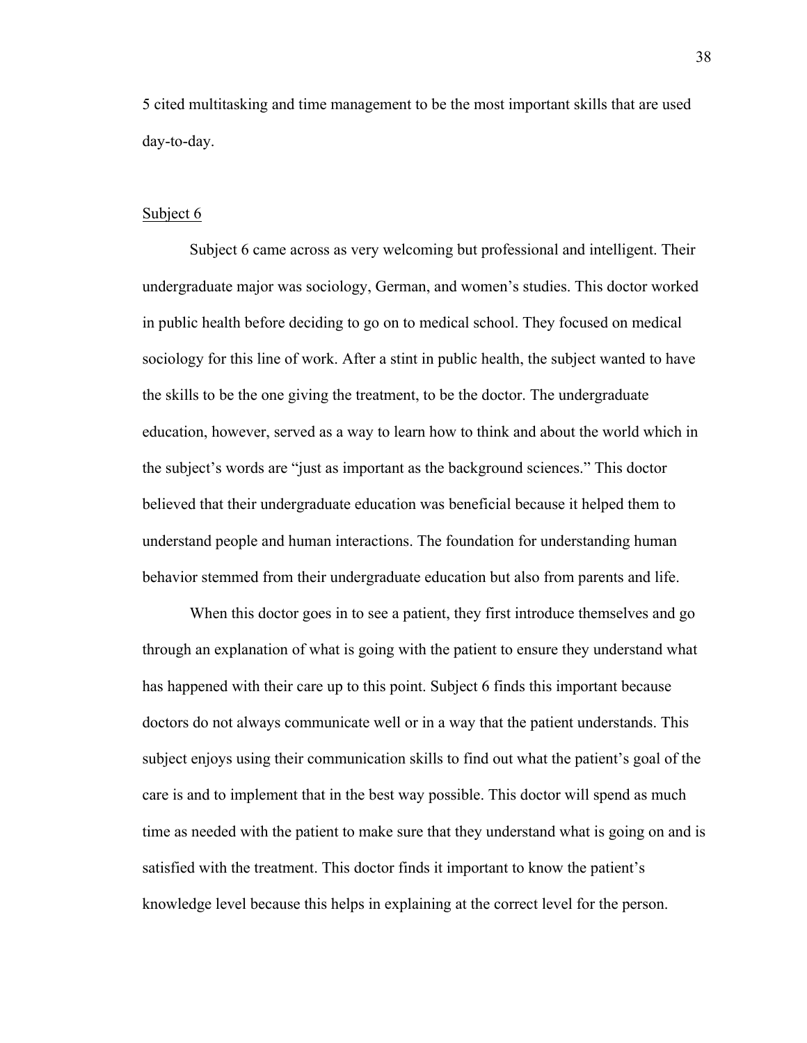5 cited multitasking and time management to be the most important skills that are used day-to-day.

Subject 6

Subject 6 came across as very welcoming but professional and intelligent. Their undergraduate major was sociology, German, and women's studies. This doctor worked in public health before deciding to go on to medical school. They focused on medical sociology for this line of work. After a stint in public health, the subject wanted to have the skills to be the one giving the treatment, to be the doctor. The undergraduate education, however, served as a way to learn how to think and about the world which in the subject's words are "just as important as the background sciences." This doctor believed that their undergraduate education was beneficial because it helped them to understand people and human interactions. The foundation for understanding human behavior stemmed from their undergraduate education but also from parents and life.

When this doctor goes in to see a patient, they first introduce themselves and go through an explanation of what is going with the patient to ensure they understand what has happened with their care up to this point. Subject 6 finds this important because doctors do not always communicate well or in a way that the patient understands. This subject enjoys using their communication skills to find out what the patient's goal of the care is and to implement that in the best way possible. This doctor will spend as much time as needed with the patient to make sure that they understand what is going on and is satisfied with the treatment. This doctor finds it important to know the patient's knowledge level because this helps in explaining at the correct level for the person.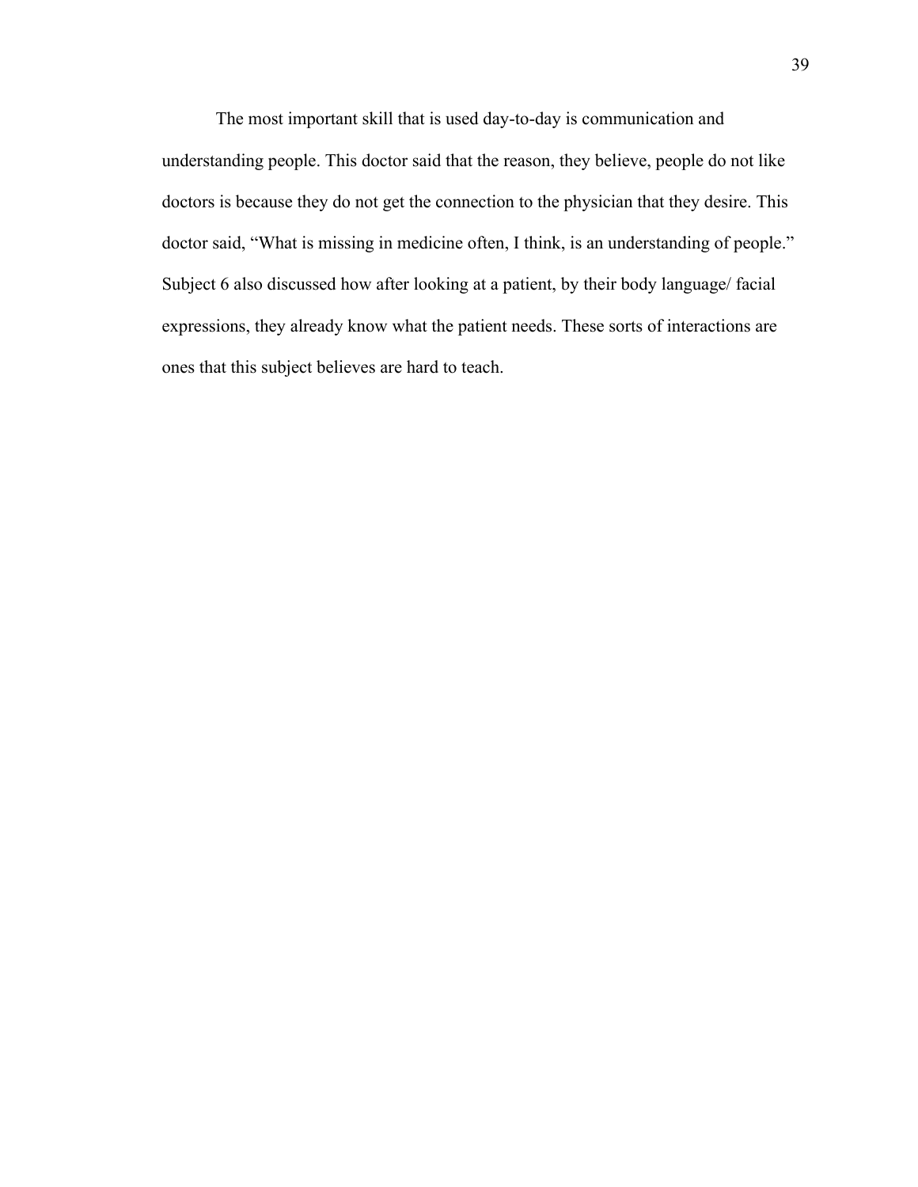The most important skill that is used day-to-day is communication and understanding people. This doctor said that the reason, they believe, people do not like doctors is because they do not get the connection to the physician that they desire. This doctor said, "What is missing in medicine often, I think, is an understanding of people." Subject 6 also discussed how after looking at a patient, by their body language/ facial expressions, they already know what the patient needs. These sorts of interactions are ones that this subject believes are hard to teach.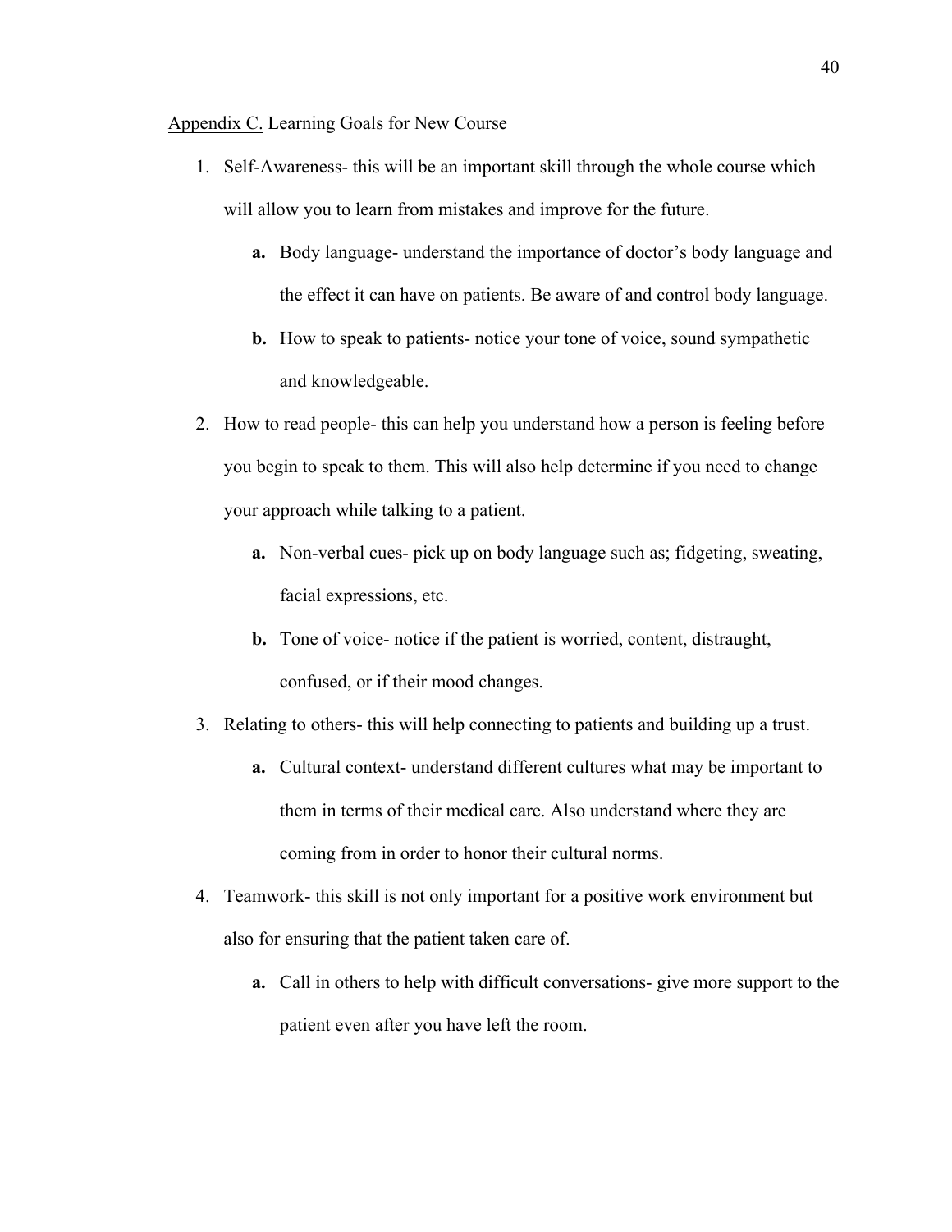Appendix C. Learning Goals for New Course

1. Self-Awareness- this will be an important skill through the whole course which will allow you to learn from mistakes and improve for the future.
    - **a.** Body language- understand the importance of doctor's body language and the effect it can have on patients. Be aware of and control body language.
    - **b.** How to speak to patients- notice your tone of voice, sound sympathetic and knowledgeable.
2. How to read people- this can help you understand how a person is feeling before you begin to speak to them. This will also help determine if you need to change your approach while talking to a patient.
    - **a.** Non-verbal cues- pick up on body language such as; fidgeting, sweating, facial expressions, etc.
    - **b.** Tone of voice- notice if the patient is worried, content, distraught, confused, or if their mood changes.
3. Relating to others- this will help connecting to patients and building up a trust.
    - **a.** Cultural context- understand different cultures what may be important to them in terms of their medical care. Also understand where they are coming from in order to honor their cultural norms.
4. Teamwork- this skill is not only important for a positive work environment but also for ensuring that the patient taken care of.
    - **a.** Call in others to help with difficult conversations- give more support to the patient even after you have left the room.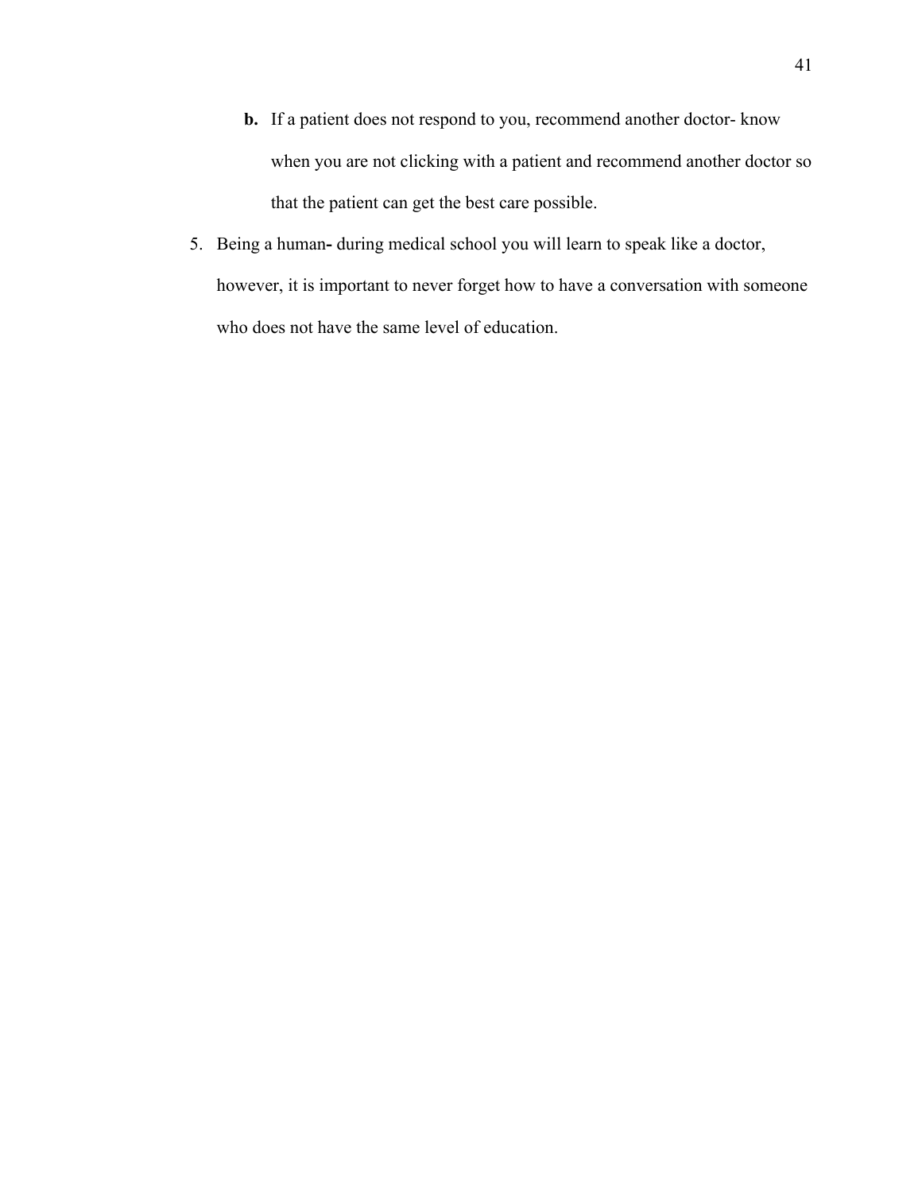**b.** If a patient does not respond to you, recommend another doctor- know when you are not clicking with a patient and recommend another doctor so that the patient can get the best care possible.

5. Being a human**-** during medical school you will learn to speak like a doctor, however, it is important to never forget how to have a conversation with someone who does not have the same level of education.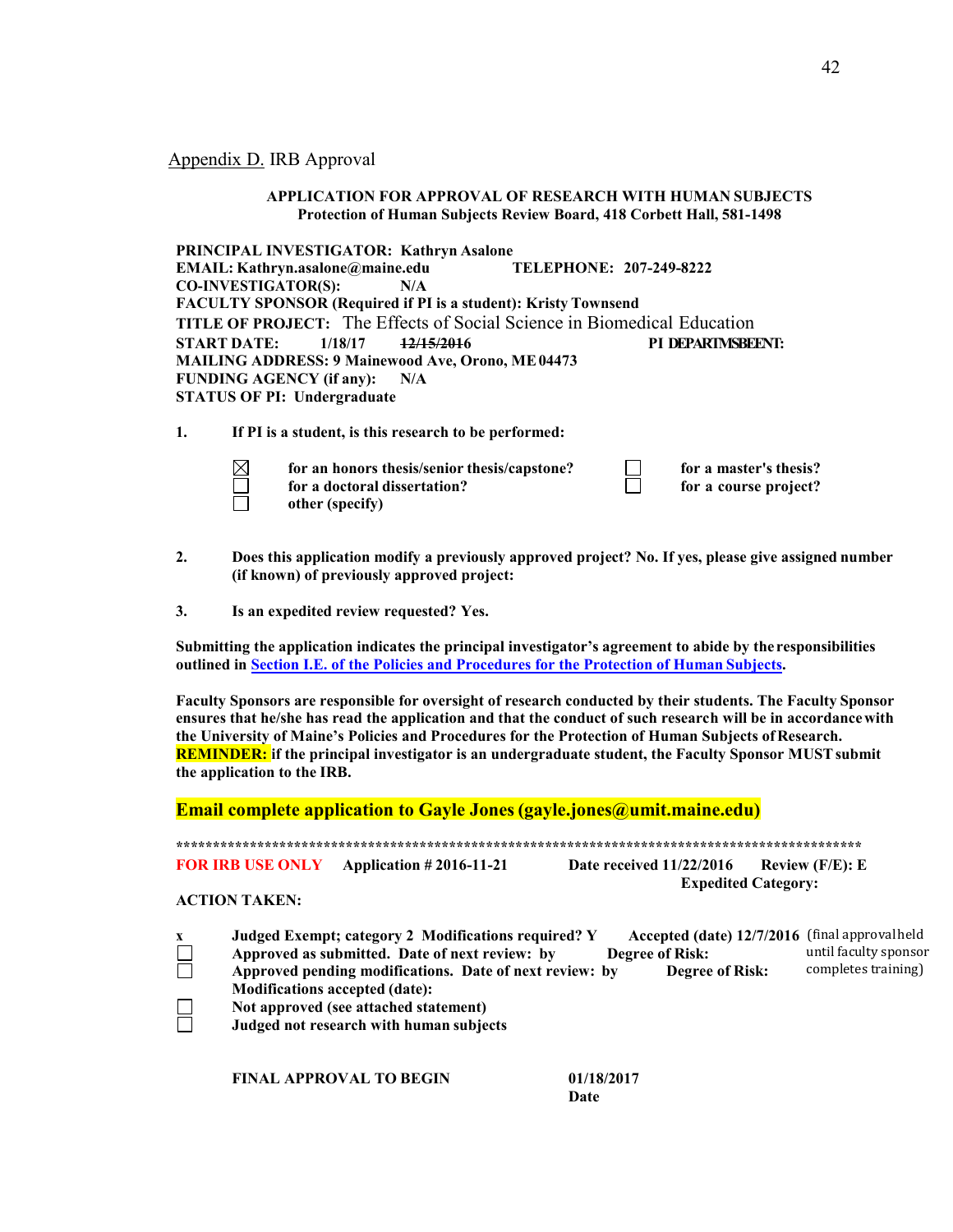Appendix D. IRB Approval

**APPLICATION FOR APPROVAL OF RESEARCH WITH HUMAN SUBJECTS**
**Protection of Human Subjects Review Board, 418 Corbett Hall, 581-1498**

**PRINCIPAL INVESTIGATOR:** **Kathryn Asalone**
**EMAIL: Kathryn.asalone@maine.edu** **TELEPHONE: 207-249-8222**
**CO-INVESTIGATOR(S):** **N/A**
**FACULTY SPONSOR (Required if PI is a student): Kristy Townsend**
**TITLE OF PROJECT:** The Effects of Social Science in Biomedical Education
**START DATE:** **1/18/17** ~~**12/15/2016**~~ **PI DEPARTMSBEENT:**
**MAILING ADDRESS: 9 Mainewood Ave, Orono, ME 04473**
**FUNDING AGENCY (if any):** **N/A**
**STATUS OF PI: Undergraduate**

**1. If PI is a student, is this research to be performed:**

- ☒ **for an honors thesis/senior thesis/capstone?**
- ☐ **for a master's thesis?**
- ☐ **for a doctoral dissertation?**
- ☐ **for a course project?**
- ☐ **other (specify)**

**2. Does this application modify a previously approved project? No. If yes, please give assigned number (if known) of previously approved project:**

**3. Is an expedited review requested? Yes.**

**Submitting the application indicates the principal investigator's agreement to abide by the responsibilities outlined in Section I.E. of the Policies and Procedures for the Protection of Human Subjects.**

**Faculty Sponsors are responsible for oversight of research conducted by their students. The Faculty Sponsor ensures that he/she has read the application and that the conduct of such research will be in accordance with the University of Maine's Policies and Procedures for the Protection of Human Subjects of Research. REMINDER: if the principal investigator is an undergraduate student, the Faculty Sponsor MUST submit the application to the IRB.**

**Email complete application to Gayle Jones (gayle.jones@umit.maine.edu)**

**\*\*\*\*\*\*\*\*\*\*\*\*\*\*\*\*\*\*\*\*\*\*\*\*\*\*\*\*\*\*\*\*\*\*\*\*\*\*\*\*\*\*\*\*\*\*\*\*\*\*\*\*\*\*\*\*\*\*\*\*\*\*\*\*\*\*\*\*\*\*\*\*\*\*\*\*\*\*\*\*\*\*\*\*\*\*\*\*\*\*\*\*\*\*\*\*\***

**FOR IRB USE ONLY** **Application # 2016-11-21** **Date received 11/22/2016** **Review (F/E): E**
**Expedited Category:**

**ACTION TAKEN:**

- x **Judged Exempt; category 2 Modifications required? Y** **Accepted (date) 12/7/2016** (final approval held until faculty sponsor completes training)
- ☐ **Approved as submitted. Date of next review: by** **Degree of Risk:**
- ☐ **Approved pending modifications. Date of next review: by** **Degree of Risk:**
  **Modifications accepted (date):**
- ☐ **Not approved (see attached statement)**
- ☐ **Judged not research with human subjects**

**FINAL APPROVAL TO BEGIN** **01/18/2017**
**Date**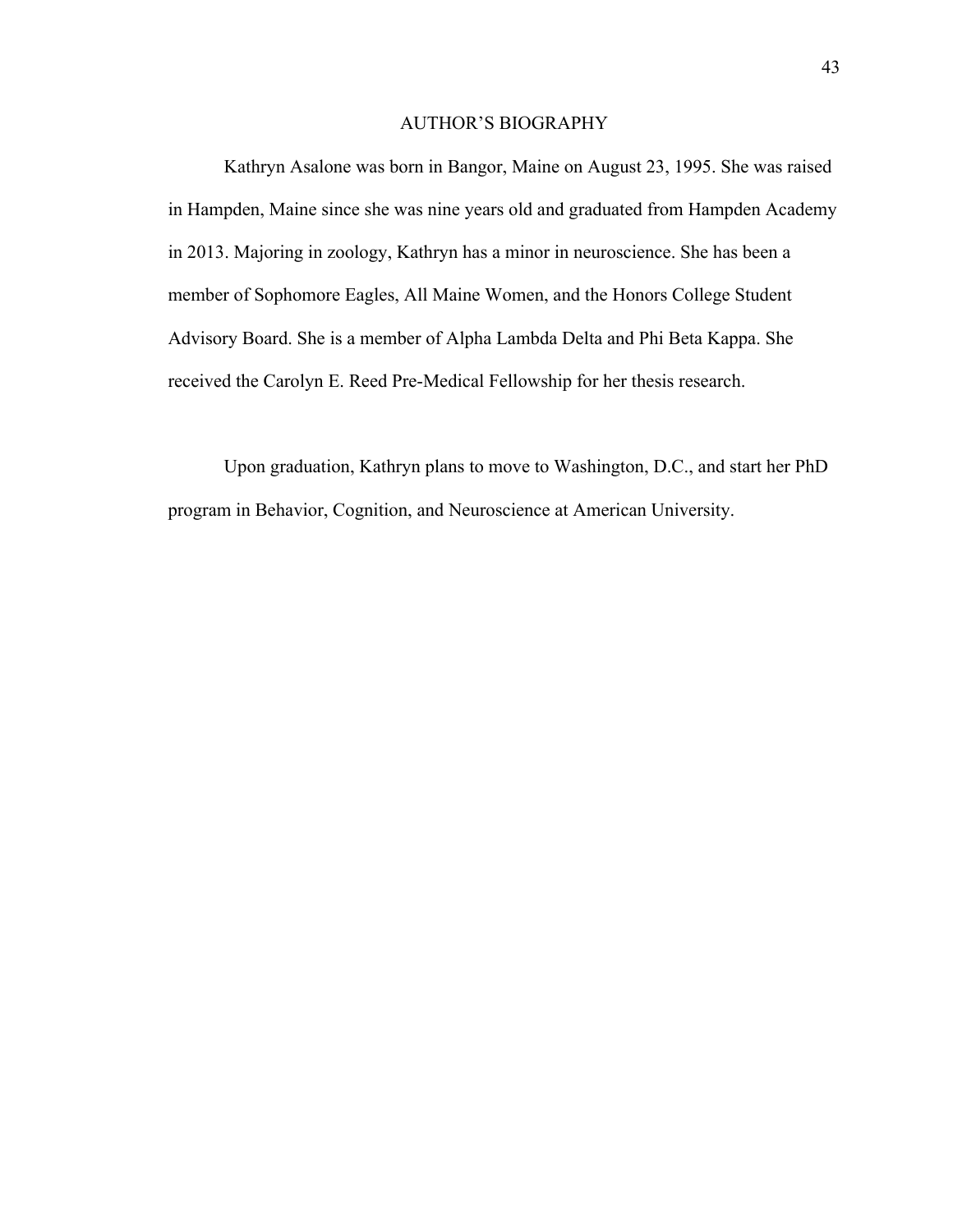# AUTHOR'S BIOGRAPHY

Kathryn Asalone was born in Bangor, Maine on August 23, 1995. She was raised in Hampden, Maine since she was nine years old and graduated from Hampden Academy in 2013. Majoring in zoology, Kathryn has a minor in neuroscience. She has been a member of Sophomore Eagles, All Maine Women, and the Honors College Student Advisory Board. She is a member of Alpha Lambda Delta and Phi Beta Kappa. She received the Carolyn E. Reed Pre-Medical Fellowship for her thesis research.

Upon graduation, Kathryn plans to move to Washington, D.C., and start her PhD program in Behavior, Cognition, and Neuroscience at American University.